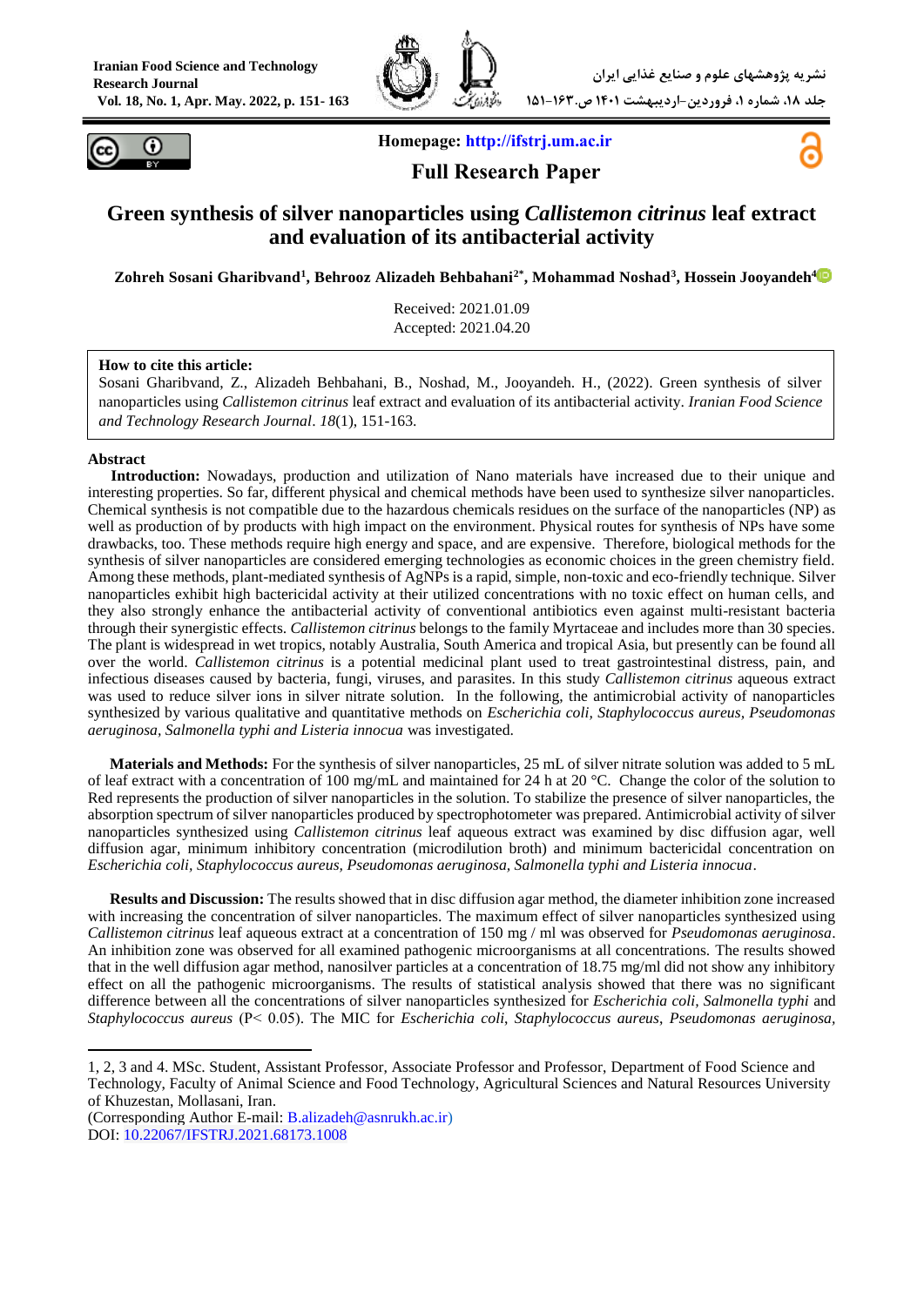**Homepage: http://ifstrj.um.ac.ir**

**Full Research Paper**

# Green synthesis of silver nanoparticles using *Callistemon citrinus* leaf extract and evaluation of its antibacterial activity

**Zohreh Sosani Gharibvand[1], Behrooz Alizadeh Behbahani[2*], Mohammad Noshad[3], Hossein Jooyandeh[4]**

Received: 2021.01.09
Accepted: 2021.04.20

**How to cite this article:**
Sosani Gharibvand, Z., Alizadeh Behbahani, B., Noshad, M., Jooyandeh. H., (2022). Green synthesis of silver nanoparticles using *Callistemon citrinus* leaf extract and evaluation of its antibacterial activity. *Iranian Food Science and Technology Research Journal*. *18*(1), 151-163.

## Abstract

**Introduction:** Nowadays, production and utilization of Nano materials have increased due to their unique and interesting properties. So far, different physical and chemical methods have been used to synthesize silver nanoparticles. Chemical synthesis is not compatible due to the hazardous chemicals residues on the surface of the nanoparticles (NP) as well as production of by products with high impact on the environment. Physical routes for synthesis of NPs have some drawbacks, too. These methods require high energy and space, and are expensive. Therefore, biological methods for the synthesis of silver nanoparticles are considered emerging technologies as economic choices in the green chemistry field. Among these methods, plant-mediated synthesis of AgNPs is a rapid, simple, non-toxic and eco-friendly technique. Silver nanoparticles exhibit high bactericidal activity at their utilized concentrations with no toxic effect on human cells, and they also strongly enhance the antibacterial activity of conventional antibiotics even against multi-resistant bacteria through their synergistic effects. *Callistemon citrinus* belongs to the family Myrtaceae and includes more than 30 species. The plant is widespread in wet tropics, notably Australia, South America and tropical Asia, but presently can be found all over the world. *Callistemon citrinus* is a potential medicinal plant used to treat gastrointestinal distress, pain, and infectious diseases caused by bacteria, fungi, viruses, and parasites. In this study *Callistemon citrinus* aqueous extract was used to reduce silver ions in silver nitrate solution. In the following, the antimicrobial activity of nanoparticles synthesized by various qualitative and quantitative methods on *Escherichia coli, Staphylococcus aureus, Pseudomonas aeruginosa, Salmonella typhi and Listeria innocua* was investigated.

**Materials and Methods:** For the synthesis of silver nanoparticles, 25 mL of silver nitrate solution was added to 5 mL of leaf extract with a concentration of 100 mg/mL and maintained for 24 h at 20 °C. Change the color of the solution to Red represents the production of silver nanoparticles in the solution. To stabilize the presence of silver nanoparticles, the absorption spectrum of silver nanoparticles produced by spectrophotometer was prepared. Antimicrobial activity of silver nanoparticles synthesized using *Callistemon citrinus* leaf aqueous extract was examined by disc diffusion agar, well diffusion agar, minimum inhibitory concentration (microdilution broth) and minimum bactericidal concentration on *Escherichia coli, Staphylococcus aureus, Pseudomonas aeruginosa, Salmonella typhi and Listeria innocua*.

**Results and Discussion:** The results showed that in disc diffusion agar method, the diameter inhibition zone increased with increasing the concentration of silver nanoparticles. The maximum effect of silver nanoparticles synthesized using *Callistemon citrinus* leaf aqueous extract at a concentration of 150 mg / ml was observed for *Pseudomonas aeruginosa*. An inhibition zone was observed for all examined pathogenic microorganisms at all concentrations. The results showed that in the well diffusion agar method, nanosilver particles at a concentration of 18.75 mg/ml did not show any inhibitory effect on all the pathogenic microorganisms. The results of statistical analysis showed that there was no significant difference between all the concentrations of silver nanoparticles synthesized for *Escherichia coli, Salmonella typhi* and *Staphylococcus aureus* ($P< 0.05$). The MIC for *Escherichia coli*, *Staphylococcus aureus*, *Pseudomonas aeruginosa*,

---

1, 2, 3 and 4. MSc. Student, Assistant Professor, Associate Professor and Professor, Department of Food Science and Technology, Faculty of Animal Science and Food Technology, Agricultural Sciences and Natural Resources University of Khuzestan, Mollasani, Iran.
(Corresponding Author E-mail: B.alizadeh@asnrukh.ac.ir)
DOI: 10.22067/IFSTRJ.2021.68173.1008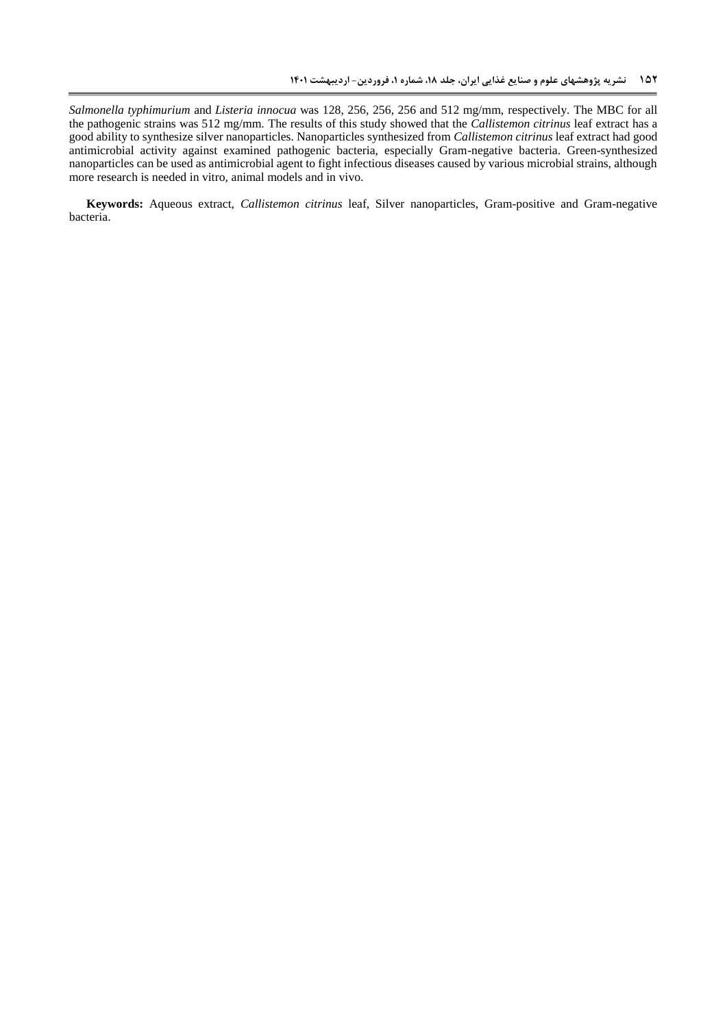*Salmonella typhimurium* and *Listeria innocua* was 128, 256, 256, 256 and 512 mg/mm, respectively. The MBC for all the pathogenic strains was 512 mg/mm. The results of this study showed that the *Callistemon citrinus* leaf extract has a good ability to synthesize silver nanoparticles. Nanoparticles synthesized from *Callistemon citrinus* leaf extract had good antimicrobial activity against examined pathogenic bacteria, especially Gram-negative bacteria. Green-synthesized nanoparticles can be used as antimicrobial agent to fight infectious diseases caused by various microbial strains, although more research is needed in vitro, animal models and in vivo.

**Keywords:** Aqueous extract, *Callistemon citrinus* leaf, Silver nanoparticles, Gram-positive and Gram-negative bacteria.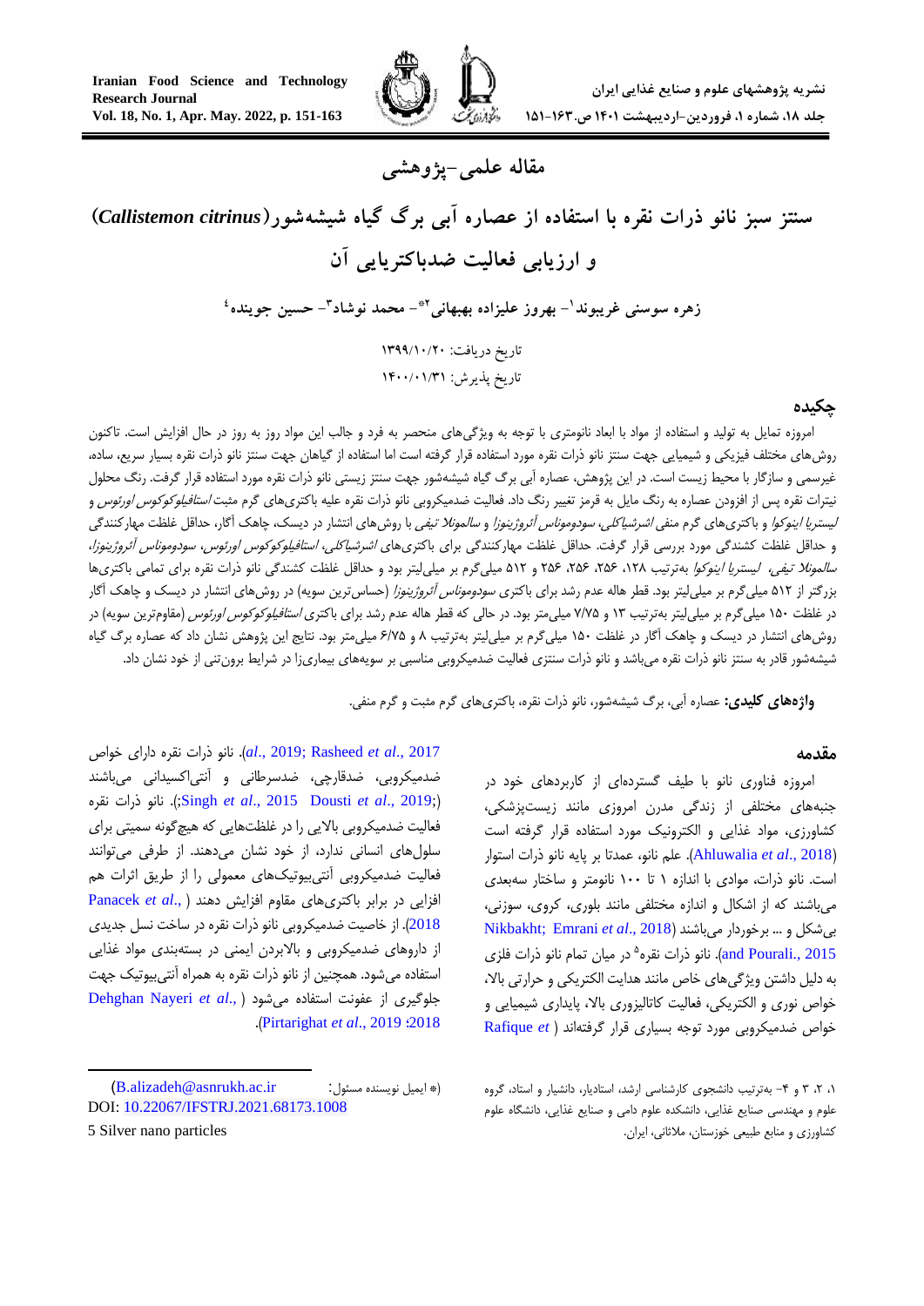مقاله علمی-پژوهشی

# سنتز سبز نانو ذرات نقره با استفاده از عصاره آبی برگ گیاه شیشه‌شور (*Callistemon citrinus*) و ارزیابی فعالیت ضدباکتریایی آن

**زهره سوسنی غریبوند[1] - بهروز علیزاده بهبهانی[2]* - محمد نوشاد[3] - حسین جوینده[4]**

تاریخ دریافت: ۱۳۹۹/۱۰/۲۰

تاریخ پذیرش: ۱۴۰۰/۰۱/۳۱

## چکیده

امروزه تمایل به تولید و استفاده از مواد با ابعاد نانومتری با توجه به ویژگی‌های منحصر به فرد و جالب این مواد روز به روز در حال افزایش است. تاکنون روش‌های مختلف فیزیکی و شیمیایی جهت سنتز نانو ذرات نقره مورد استفاده قرار گرفته است اما استفاده از گیاهان جهت سنتز نانو ذرات نقره بسیار سریع، ساده، غیرسمی و سازگار با محیط زیست است. در این پژوهش، عصاره آبی برگ گیاه شیشه‌شور جهت سنتز زیستی نانو ذرات نقره مورد استفاده قرار گرفت. رنگ محلول نیترات نقره پس از افزودن عصاره به رنگ مایل به قرمز تغییر رنگ داد. فعالیت ضدمیکروبی نانو ذرات نقره علیه باکتری‌های گرم مثبت *استافیلوکوکوس اورئوس* و *لیستریا اینوکوا* و باکتری‌های گرم منفی *اشرشیاکلی*، *سودوموناس آئروژینوزا* و *سالمونلا تیفی* با روش‌های انتشار در دیسک، چاهک آگار، حداقل غلظت مهارکنندگی و حداقل غلظت کشندگی مورد بررسی قرار گرفت. حداقل غلظت مهارکنندگی برای باکتری‌های *اشرشیاکلی*، *استافیلوکوکوس اورئوس*، *سودوموناس آئروژینوزا*، *سالمونلا تیفی*، *لیستریا اینوکوا* به‌ترتیب ۱۲۸، ۲۵۶، ۲۵۶، ۲۵۶ و ۵۱۲ میلی‌گرم بر میلی‌لیتر بود و حداقل غلظت کشندگی نانو ذرات نقره برای تمامی باکتری‌ها بزرگتر از ۵۱۲ میلی‌گرم بر میلی‌لیتر بود. قطر هاله عدم رشد برای باکتری *سودوموناس آئروژینوزا* (حساس‌ترین سویه) در روش‌های انتشار در دیسک و چاهک آگار در غلظت ۱۵۰ میلی‌گرم بر میلی‌لیتر به‌ترتیب ۱۳ و ۷/۷۵ میلی‌متر بود. در حالی که قطر هاله عدم رشد برای باکتری *استافیلوکوکوس اورئوس* (مقاوم‌ترین سویه) در روش‌های انتشار در دیسک و چاهک آگار در غلظت ۱۵۰ میلی‌گرم بر میلی‌لیتر به‌ترتیب ۸ و ۶/۷۵ میلی‌متر بود. نتایج این پژوهش نشان داد که عصاره برگ گیاه شیشه‌شور قادر به سنتز نانو ذرات نقره می‌باشد و نانو ذرات سنتزی فعالیت ضدمیکروبی مناسبی بر سویه‌های بیماری‌زا در شرایط برون‌تنی از خود نشان داد.

**واژه‌های کلیدی:** عصاره آبی، برگ شیشه‌شور، نانو ذرات نقره، باکتری‌های گرم مثبت و گرم منفی.

## مقدمه

امروزه فناوری نانو با طیف گسترده‌ای از کاربردهای خود در جنبه‌های مختلفی از زندگی مدرن امروزی مانند زیست‌پزشکی، کشاورزی، مواد غذایی و الکترونیک مورد استفاده قرار گرفته است (Ahluwalia *et al*., 2018). علم نانو، عمدتا بر پایه نانو ذرات استوار است. نانو ذرات، موادی با اندازه ۱ تا ۱۰۰ نانومتر و ساختار سه‌بعدی می‌باشند که از اشکال و اندازه مختلفی مانند بلوری، کروی، سوزنی، بی‌شکل و ... برخوردار می‌باشند (Nikbakht; Emrani *et al*., 2018 and Pourali., 2015). نانو ذرات نقره[5] در میان تمام نانو ذرات فلزی به دلیل داشتن ویژگی‌های خاص مانند هدایت الکتریکی و حرارتی بالا، خواص نوری و الکتریکی، فعالیت کاتالیزوری بالا، پایداری شیمیایی و خواص ضدمیکروبی مورد توجه بسیاری قرار گرفته‌اند (Rafique *et al*., 2019; Rasheed *et al*., 2017). نانو ذرات نقره دارای خواص ضدمیکروبی، ضدقارچی، ضدسرطانی و آنتی‌اکسیدانی می‌باشند (Singh *et al*., 2015; Dousti *et al*., 2019). نانو ذرات نقره فعالیت ضدمیکروبی بالایی را در غلظت‌هایی که هیچ‌گونه سمیتی برای سلول‌های انسانی ندارد، از خود نشان می‌دهند. از طرفی می‌توانند فعالیت ضدمیکروبی آنتی‌بیوتیک‌های معمولی را از طریق اثرات هم افزایی در برابر باکتری‌های مقاوم افزایش دهند (Panacek *et al*., 2018). از خاصیت ضدمیکروبی نانو ذرات نقره در ساخت نسل جدیدی از داروهای ضدمیکروبی و بالابردن ایمنی در بسته‌بندی مواد غذایی استفاده می‌شود. همچنین از نانو ذرات نقره به همراه آنتی‌بیوتیک جهت جلوگیری از عفونت استفاده می‌شود (Dehghan Nayeri *et al*., 2018؛ Pirtarighat *et al*., 2019).

---

۱، ۲، ۳ و ۴- به‌ترتیب دانشجوی کارشناسی ارشد، استادیار، دانشیار و استاد، گروه علوم و مهندسی صنایع غذایی، دانشکده علوم دامی و صنایع غذایی، دانشگاه علوم کشاورزی و منابع طبیعی خوزستان، ملاثانی، ایران.

(* ایمیل نویسنده مسئول: B.alizadeh@asnrukh.ac.ir)

DOI: 10.22067/IFSTRJ.2021.68173.1008

5 Silver nano particles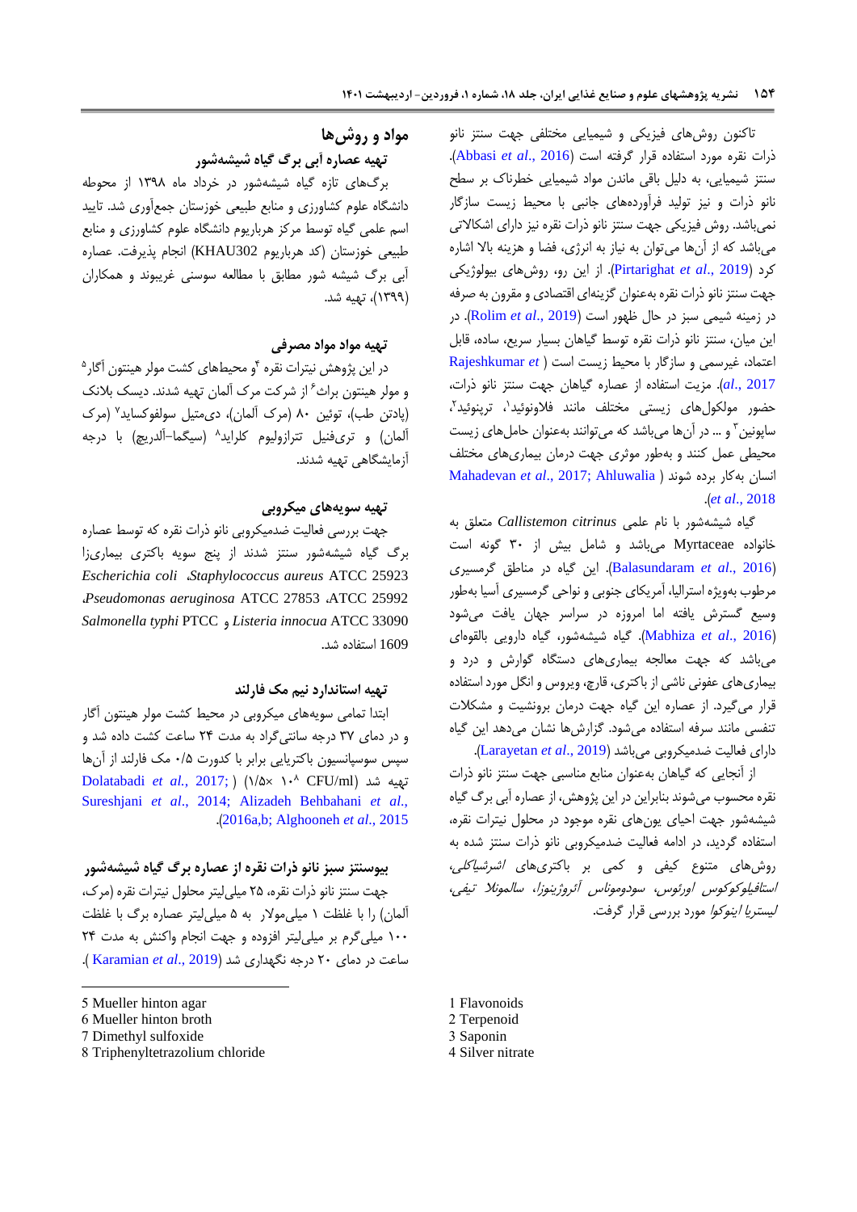تاکنون روش‌های فیزیکی و شیمیایی مختلفی جهت سنتز نانو ذرات نقره مورد استفاده قرار گرفته است (Abbasi *et al*., 2016). سنتز شیمیایی، به دلیل باقی ماندن مواد شیمیایی خطرناک بر سطح نانو ذرات و نیز تولید فرآورده‌های جانبی با محیط زیست سازگار نمی‌باشد. روش فیزیکی جهت سنتز نانو ذرات نقره نیز دارای اشکالاتی می‌باشد که از آن‌ها می‌توان به نیاز به انرژی، فضا و هزینه بالا اشاره کرد (Pirtarighat *et al*., 2019). از این رو، روش‌های بیولوژیکی جهت سنتز نانو ذرات نقره به‌عنوان گزینه‌ای اقتصادی و مقرون به صرفه در زمینه شیمی سبز در حال ظهور است (Rolim *et al*., 2019). در این میان، سنتز نانو ذرات نقره توسط گیاهان بسیار سریع، ساده، قابل اعتماد، غیرسمی و سازگار با محیط زیست است (Rajeshkumar *et al*., 2017). مزیت استفاده از عصاره گیاهان جهت سنتز نانو ذرات، حضور مولکول‌های زیستی مختلف مانند فلاونوئید[1]، ترپنوئید[2]، ساپونین[3] و ... در آن‌ها می‌باشد که می‌توانند به‌عنوان حامل‌های زیست محیطی عمل کنند و به‌طور موثری جهت درمان بیماری‌های مختلف انسان به‌کار برده شوند (Mahadevan *et al*., 2017; Ahluwalia *et al*., 2018).

گیاه شیشه‌شور با نام علمی *Callistemon citrinus* متعلق به خانواده Myrtaceae می‌باشد و شامل بیش از ۳۰ گونه است (Balasundaram *et al*., 2016). این گیاه در مناطق گرمسیری مرطوب به‌ویژه استرالیا، آمریکای جنوبی و نواحی گرمسیری آسیا به‌طور وسیع گسترش یافته اما امروزه در سراسر جهان یافت می‌شود (Mabhiza *et al*., 2016). گیاه شیشه‌شور، گیاه دارویی بالقوه‌ای می‌باشد که جهت معالجه بیماری‌های دستگاه گوارش و درد و بیماری‌های عفونی ناشی از باکتری، قارچ، ویروس و انگل مورد استفاده قرار می‌گیرد. از عصاره این گیاه جهت درمان برونشیت و مشکلات تنفسی مانند سرفه استفاده می‌شود. گزارش‌ها نشان می‌دهد این گیاه دارای فعالیت ضدمیکروبی می‌باشد (Larayetan *et al*., 2019).

از آنجایی که گیاهان به‌عنوان منابع مناسبی جهت سنتز نانو ذرات نقره محسوب می‌شوند بنابراین در این پژوهش، از عصاره آبی برگ گیاه شیشه‌شور جهت احیای یون‌های نقره موجود در محلول نیترات نقره، استفاده گردید، در ادامه فعالیت ضدمیکروبی نانو ذرات سنتز شده به روش‌های متنوع کیفی و کمی بر باکتری‌های *اشرشیاکلی*، *استافیلوکوکوس اورئوس*، *سودوموناس آئروژینوزا*، *سالمونلا تیفی*، *لیستریا اینوکوا* مورد بررسی قرار گرفت.

## مواد و روش‌ها

### تهیه عصاره آبی برگ گیاه شیشه‌شور

برگ‌های تازه گیاه شیشه‌شور در خرداد ماه ۱۳۹۸ از محوطه دانشگاه علوم کشاورزی و منابع طبیعی خوزستان جمع‌آوری شد. تایید اسم علمی گیاه توسط مرکز هرباریوم دانشگاه علوم کشاورزی و منابع طبیعی خوزستان (کد هرباریوم KHAU302) انجام پذیرفت. عصاره آبی برگ شیشه شور مطابق با مطالعه سوسنی غریبوند و همکاران (۱۳۹۹)، تهیه شد.

### تهیه مواد مصرفی

در این پژوهش نیترات نقره[4] و محیط‌های کشت مولر هینتون آگار[5] و مولر هینتون براث[6] از شرکت مرک آلمان تهیه شدند. دیسک بلانک (پادتن طب)، توئین ۸۰ (مرک آلمان)، دی‌متیل سولفوکساید[7] (مرک آلمان) و تری‌فنیل تترازولیوم کلراید[8] (سیگما-آلدریچ) با درجه آزمایشگاهی تهیه شدند.

### تهیه سویه‌های میکروبی

جهت بررسی فعالیت ضدمیکروبی نانو ذرات نقره که توسط عصاره برگ گیاه شیشه‌شور سنتز شدند از پنج سویه باکتری بیماری‌زا *Escherichia coli* ATCC 25922، *Staphylococcus aureus* ATCC 25923، *Pseudomonas aeruginosa* ATCC 27853، *Salmonella typhi* PTCC 1609 و *Listeria innocua* ATCC 33090 استفاده شد.

### تهیه استاندارد نیم مک فارلند

ابتدا تمامی سویه‌های میکروبی در محیط کشت مولر هینتون آگار و در دمای ۳۷ درجه سانتی‌گراد به مدت ۲۴ ساعت کشت داده شد و سپس سوسپانسیون باکتریایی برابر با کدورت ۰/۵ مک فارلند از آن‌ها تهیه شد ($1/5\times 10^{8}$ CFU/ml) (Dolatabadi *et al.,* 2017; Sureshjani *et al*., 2014; Alizadeh Behbahani *et al*., 2016a,b; Alghooneh *et al*., 2015).

### بیوسنتز سبز نانو ذرات نقره از عصاره برگ گیاه شیشه‌شور

جهت سنتز نانو ذرات نقره، ۲۵ میلی‌لیتر محلول نیترات نقره (مرک، آلمان) را با غلظت ۱ میلی‌مولار به ۵ میلی‌لیتر عصاره برگ با غلظت ۱۰۰ میلی‌گرم بر میلی‌لیتر افزوده و جهت انجام واکنش به مدت ۲۴ ساعت در دمای ۲۰ درجه نگهداری شد (Karamian *et al*., 2019).

---

1 Flavonoids
2 Terpenoid
3 Saponin
4 Silver nitrate
5 Mueller hinton agar
6 Mueller hinton broth
7 Dimethyl sulfoxide
8 Triphenyltetrazolium chloride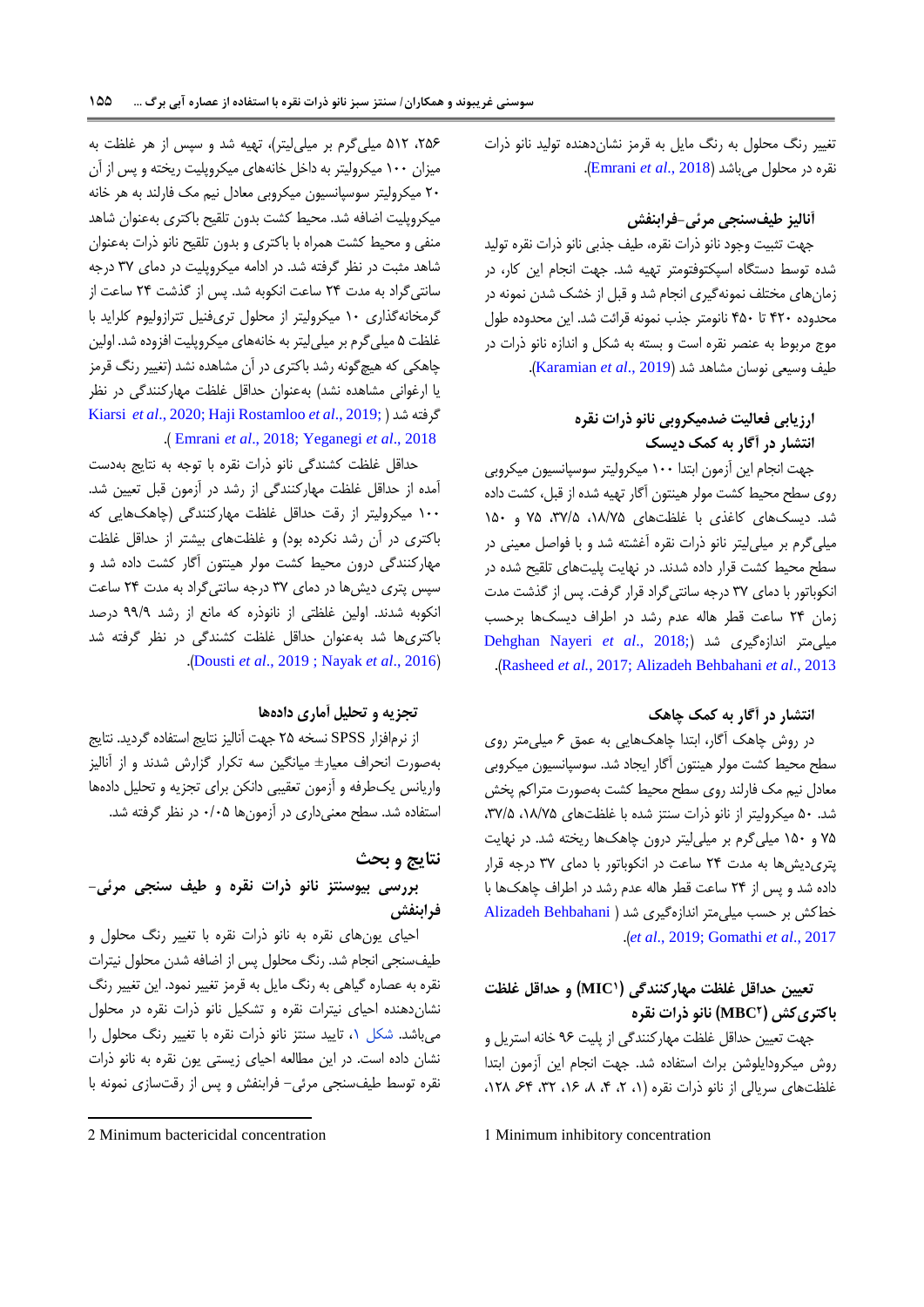تغییر رنگ محلول به رنگ مایل به قرمز نشان‌دهنده تولید نانو ذرات نقره در محلول می‌باشد (Emrani *et al*., 2018).

### آنالیز طیف‌سنجی مرئی-فرابنفش

جهت تثبیت وجود نانو ذرات نقره، طیف جذبی نانو ذرات نقره تولید شده توسط دستگاه اسپکتوفتومتر تهیه شد. جهت انجام این کار، در زمان‌های مختلف نمونه‌گیری انجام شد و قبل از خشک شدن نمونه در محدوده ۴۲۰ تا ۴۵۰ نانومتر جذب نمونه قرائت شد. این محدوده طول موج مربوط به عنصر نقره است و بسته به شکل و اندازه نانو ذرات در طیف وسیعی نوسان مشاهده شد (Karamian *et al*., 2019).

### ارزیابی فعالیت ضدمیکروبی نانو ذرات نقره انتشار در آگار به کمک دیسک

جهت انجام این آزمون ابتدا ۱۰۰ میکرولیتر سوسپانسیون میکروبی روی سطح محیط کشت مولر هینتون آگار تهیه شده از قبل، کشت داده شد. دیسک‌های کاغذی با غلظت‌های ۱۸/۷۵، ۳۷/۵، ۷۵ و ۱۵۰ میلی‌گرم بر میلی‌لیتر نانو ذرات نقره آغشته شد و با فواصل معینی در سطح محیط کشت قرار داده شدند. در نهایت پلیت‌های تلقیح شده در انکوباتور با دمای ۳۷ درجه سانتی‌گراد قرار گرفت. پس از گذشت مدت زمان ۲۴ ساعت قطر هاله عدم رشد در اطراف دیسک‌ها برحسب میلی‌متر اندازه‌گیری شد (Dehghan Nayeri *et al*., 2018; Rasheed *et al*., 2017; Alizadeh Behbahani *et al*., 2013).

### انتشار در آگار به کمک چاهک

در روش چاهک آگار، ابتدا چاهک‌هایی به عمق ۶ میلی‌متر روی سطح محیط کشت مولر هینتون آگار ایجاد شد. سوسپانسیون میکروبی معادل نیم مک فارلند روی سطح محیط کشت به‌صورت متراکم پخش شد. ۵۰ میکرولیتر از نانو ذرات سنتز شده با غلظت‌های ۱۸/۷۵، ۳۷/۵، ۷۵ و ۱۵۰ میلی‌گرم بر میلی‌لیتر درون چاهک‌ها ریخته شد. در نهایت پتری‌دیش‌ها به مدت ۲۴ ساعت در انکوباتور با دمای ۳۷ درجه قرار داده شد و پس از ۲۴ ساعت قطر هاله عدم رشد در اطراف چاهک‌ها با خط‌کش بر حسب میلی‌متر اندازه‌گیری شد (Alizadeh Behbahani *et al*., 2019; Gomathi *et al*., 2017).

### تعیین حداقل غلظت مهارکنندگی (MIC[1]) و حداقل غلظت باکتری‌کش (MBC[2]) نانو ذرات نقره

جهت تعیین حداقل غلظت مهارکنندگی از پلیت ۹۶ خانه استریل و روش میکرودایلوشن براث استفاده شد. جهت انجام این آزمون ابتدا غلظت‌های سریالی از نانو ذرات نقره (۱، ۲، ۴، ۸، ۱۶، ۳۲، ۶۴، ۱۲۸، ۲۵۶، ۵۱۲ میلی‌گرم بر میلی‌لیتر)، تهیه شد و سپس از هر غلظت به میزان ۱۰۰ میکرولیتر به داخل خانه‌های میکروپلیت ریخته و پس از آن ۲۰ میکرولیتر سوسپانسیون میکروبی معادل نیم مک فارلند به هر خانه میکروپلیت اضافه شد. محیط کشت بدون تلقیح باکتری به‌عنوان شاهد منفی و محیط کشت همراه با باکتری و بدون تلقیح نانو ذرات به‌عنوان شاهد مثبت در نظر گرفته شد. در ادامه میکروپلیت در دمای ۳۷ درجه سانتی‌گراد به مدت ۲۴ ساعت انکوبه شد. پس از گذشت ۲۴ ساعت از گرمخانه‌گذاری ۱۰ میکرولیتر از محلول تری‌فنیل تترازولیوم کلراید با غلظت ۵ میلی‌گرم بر میلی‌لیتر به خانه‌های میکروپلیت افزوده شد. اولین چاهکی که هیچ‌گونه رشد باکتری در آن مشاهده نشد (تغییر رنگ قرمز یا ارغوانی مشاهده نشده) به‌عنوان حداقل غلظت مهارکنندگی در نظر گرفته شد (Kiarsi *et al*., 2020; Haji Rostamloo *et al*., 2019; Emrani *et al*., 2018; Yeganegi *et al*., 2018).

حداقل غلظت کشندگی نانو ذرات نقره با توجه به نتایج به‌دست آمده از حداقل غلظت مهارکنندگی از رشد در آزمون قبل تعیین شد. ۱۰۰ میکرولیتر از رقت حداقل غلظت مهارکنندگی (چاهک‌هایی که باکتری در آن رشد نکرده بود) و غلظت‌های بیشتر از حداقل غلظت مهارکنندگی درون محیط کشت مولر هینتون آگار کشت داده شد و سپس پتری دیش‌ها در دمای ۳۷ درجه سانتی‌گراد به مدت ۲۴ ساعت انکوبه شدند. اولین غلظتی از نانوذره که مانع از رشد ۹۹/۹ درصد باکتری‌ها شد به‌عنوان حداقل غلظت کشندگی در نظر گرفته شد (Dousti *et al*., 2019 ; Nayak *et al*., 2016).

### تجزیه و تحلیل آماری داده‌ها

از نرم‌افزار SPSS نسخه ۲۵ جهت آنالیز نتایج استفاده گردید. نتایج به‌صورت انحراف معیار± میانگین سه تکرار گزارش شدند و از آنالیز واریانس یک‌طرفه و آزمون تعقیبی دانکن برای تجزیه و تحلیل داده‌ها استفاده شد. سطح معنی‌داری در آزمون‌ها ۰/۰۵ در نظر گرفته شد.

## نتایج و بحث

### بررسی بیوسنتز نانو ذرات نقره و طیف سنجی مرئی-فرابنفش

احیای یون‌های نقره به نانو ذرات نقره با تغییر رنگ محلول و طیف‌سنجی انجام شد. رنگ محلول پس از اضافه شدن محلول نیترات نقره به عصاره گیاهی به رنگ مایل به قرمز تغییر نمود. این تغییر رنگ نشان‌دهنده احیای نیترات نقره و تشکیل نانو ذرات نقره در محلول می‌باشد. شکل ۱، تایید سنتز نانو ذرات نقره با تغییر رنگ محلول را نشان داده است. در این مطالعه احیای زیستی یون نقره به نانو ذرات نقره توسط طیف‌سنجی مرئی- فرابنفش و پس از رقت‌سازی نمونه با

---

1 Minimum inhibitory concentration

2 Minimum bactericidal concentration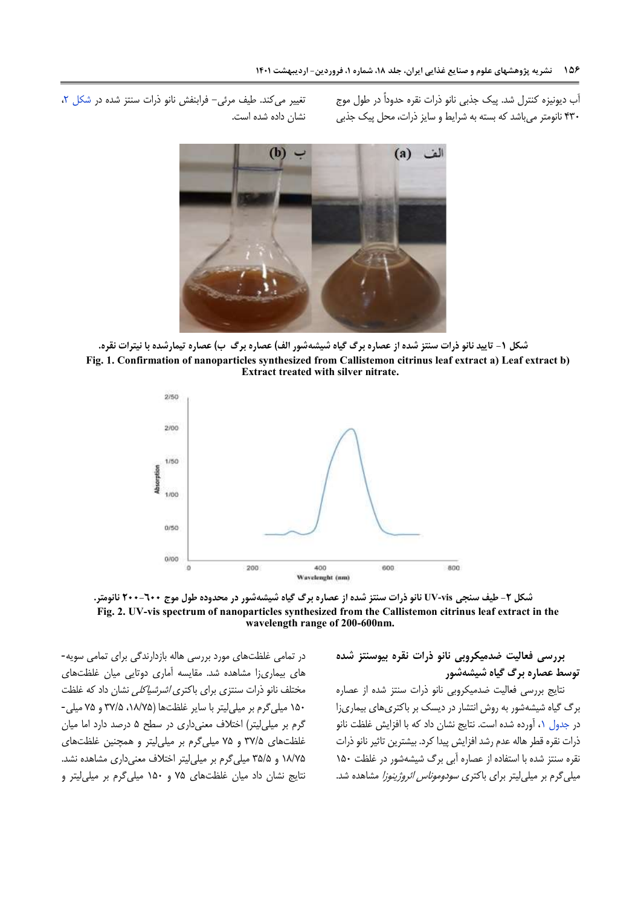آب دیونیزه کنترل شد. پیک جذبی نانو ذرات نقره حدوداً در طول موج ۴۳۰ نانومتر می‌باشد که بسته به شرایط و سایز ذرات، محل پیک جذبی تغییر می‌کند. طیف مرئی- فرابنفش نانو ذرات سنتز شده در شکل ۲، نشان داده شده است.

شکل ۱- تایید نانو ذرات سنتز شده از عصاره برگ گیاه شیشه‌شور الف) عصاره برگ ب) عصاره تیمارشده با نیترات نقره.

**Fig. 1. Confirmation of nanoparticles synthesized from Callistemon citrinus leaf extract a) Leaf extract b) Extract treated with silver nitrate.**

شکل ۲- طیف سنجی UV-vis نانو ذرات سنتز شده از عصاره برگ گیاه شیشه‌شور در محدوده طول موج ۶۰۰-۲۰۰ نانومتر.

**Fig. 2. UV-vis spectrum of nanoparticles synthesized from the Callistemon citrinus leaf extract in the wavelength range of 200-600nm.**

### بررسی فعالیت ضدمیکروبی نانو ذرات نقره بیوسنتز شده توسط عصاره برگ گیاه شیشه‌شور

نتایج بررسی فعالیت ضدمیکروبی نانو ذرات سنتز شده از عصاره برگ گیاه شیشه‌شور به روش انتشار در دیسک بر باکتری‌های بیماری‌زا در جدول ۱، آورده شده است. نتایج نشان داد که با افزایش غلظت نانو ذرات نقره قطر هاله عدم رشد افزایش پیدا کرد. بیشترین تاثیر نانو ذرات نقره سنتز شده با استفاده از عصاره آبی برگ شیشه‌شور در غلظت ۱۵۰ میلی‌گرم بر میلی‌لیتر برای باکتری *سودوموناس ائروژینوزا* مشاهده شد.

در تمامی غلظت‌های مورد بررسی هاله بازدارندگی برای تمامی سویه‌های بیماری‌زا مشاهده شد. مقایسه آماری دوتایی میان غلظت‌های مختلف نانو ذرات سنتزی برای باکتری *اشرشیاکلی* نشان داد که غلظت ۱۵۰ میلی‌گرم بر میلی‌لیتر با سایر غلظت‌ها (۱۸/۷۵، ۳۷/۵ و ۷۵ میلی‌گرم بر میلی‌لیتر) اختلاف معنی‌داری در سطح ۵ درصد دارد اما میان غلظت‌های ۳۷/۵ و ۷۵ میلی‌گرم بر میلی‌لیتر و همچنین غلظت‌های ۱۸/۷۵ و ۳۵/۵ میلی‌گرم بر میلی‌لیتر اختلاف معنی‌داری مشاهده نشد. نتایج نشان داد میان غلظت‌های ۷۵ و ۱۵۰ میلی‌گرم بر میلی‌لیتر و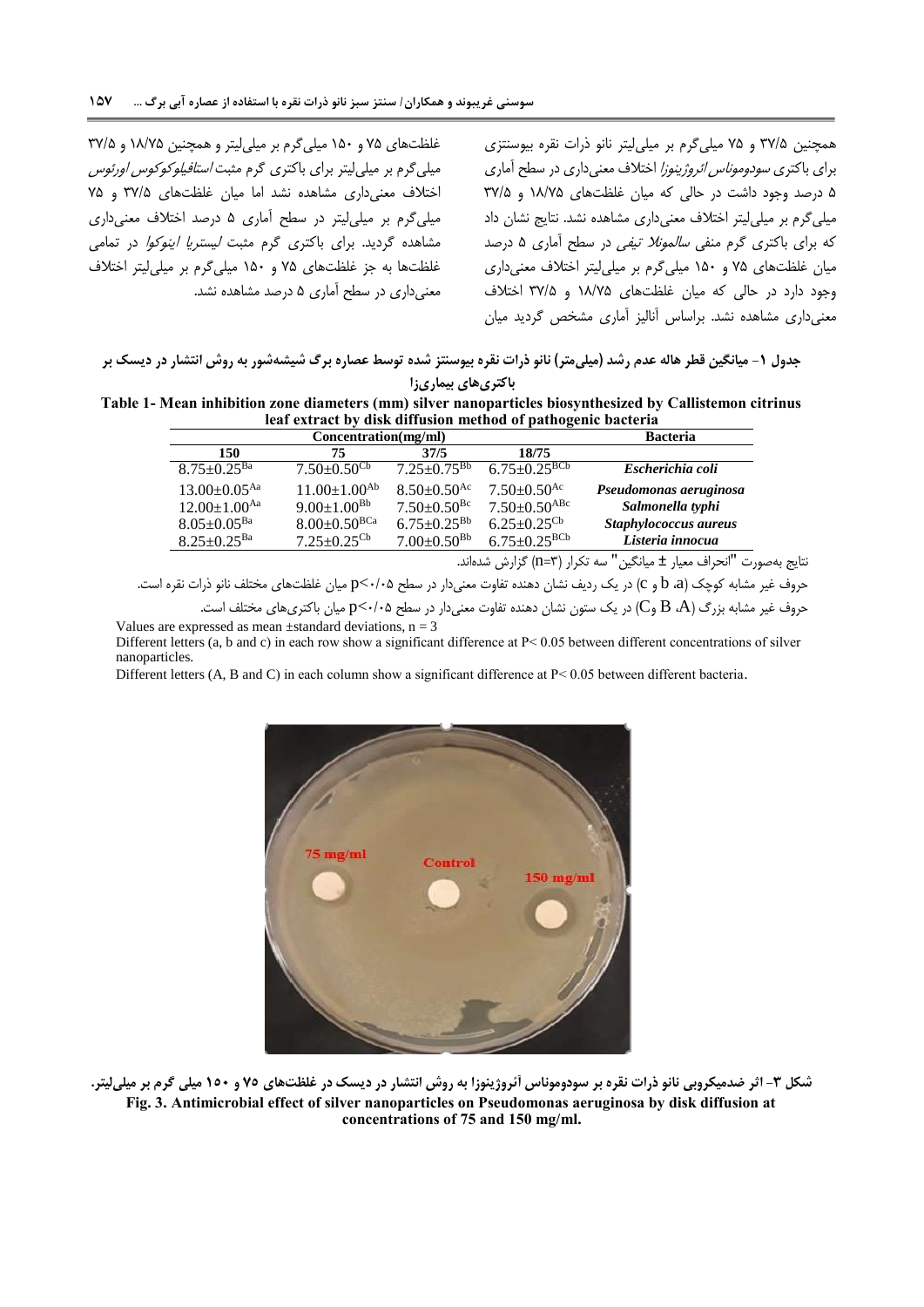همچنین ۳۷/۵ و ۷۵ میلی‌گرم بر میلی‌لیتر نانو ذرات نقره بیوسنتزی برای باکتری *سودوموناس ائروژینوزا* اختلاف معنی‌داری در سطح آماری ۵ درصد وجود داشت در حالی که میان غلظت‌های ۱۸/۷۵ و ۳۷/۵ میلی‌گرم بر میلی‌لیتر اختلاف معنی‌داری مشاهده نشد. نتایج نشان داد که برای باکتری گرم منفی *سالمونلا تیفی* در سطح آماری ۵ درصد میان غلظت‌های ۷۵ و ۱۵۰ میلی‌گرم بر میلی‌لیتر اختلاف معنی‌داری وجود دارد در حالی که میان غلظت‌های ۱۸/۷۵ و ۳۷/۵ اختلاف معنی‌داری مشاهده نشد. براساس آنالیز آماری مشخص گردید میان غلظت‌های ۷۵ و ۱۵۰ میلی‌گرم بر میلی‌لیتر و همچنین ۱۸/۷۵ و ۳۷/۵ میلی‌گرم بر میلی‌لیتر برای باکتری گرم مثبت *استافیلوکوکوس اورئوس* اختلاف معنی‌داری مشاهده نشد اما میان غلظت‌های ۳۷/۵ و ۷۵ میلی‌گرم بر میلی‌لیتر در سطح آماری ۵ درصد اختلاف معنی‌داری مشاهده گردید. برای باکتری گرم مثبت *لیستریا اینوکوا* در تمامی غلظت‌ها به جز غلظت‌های ۷۵ و ۱۵۰ میلی‌گرم بر میلی‌لیتر اختلاف معنی‌داری در سطح آماری ۵ درصد مشاهده نشد.

**جدول ۱- میانگین قطر هاله عدم رشد (میلی‌متر) نانو ذرات نقره بیوسنتز شده توسط عصاره برگ شیشه‌شور به روش انتشار در دیسک بر باکتری‌های بیماری‌زا**

**Table 1- Mean inhibition zone diameters (mm) silver nanoparticles biosynthesized by Callistemon citrinus leaf extract by disk diffusion method of pathogenic bacteria**

| Concentration(mg/ml) | | | | Bacteria |
|---|---|---|---|---|
| 150 | 75 | 37/5 | 18/75 | |
| 8.75±0.25$^{Ba}$ | 7.50±0.50$^{Cb}$ | 7.25±0.75$^{Bb}$ | 6.75±0.25$^{BCb}$ | *Escherichia coli* |
| 13.00±0.05$^{Aa}$ | 11.00±1.00$^{Ab}$ | 8.50±0.50$^{Ac}$ | 7.50±0.50$^{Ac}$ | *Pseudomonas aeruginosa* |
| 12.00±1.00$^{Aa}$ | 9.00±1.00$^{Bb}$ | 7.50±0.50$^{Bc}$ | 7.50±0.50$^{ABc}$ | *Salmonella typhi* |
| 8.05±0.05$^{Ba}$ | 8.00±0.50$^{BCa}$ | 6.75±0.25$^{Bb}$ | 6.25±0.25$^{Cb}$ | *Staphylococcus aureus* |
| 8.25±0.25$^{Ba}$ | 7.25±0.25$^{Cb}$ | 7.00±0.50$^{Bb}$ | 6.75±0.25$^{BCb}$ | *Listeria innocua* |

نتایج به‌صورت "انحراف معیار ± میانگین" سه تکرار (n=۳) گزارش شده‌اند.

حروف غیر مشابه کوچک (a، b و c) در یک ردیف نشان دهنده تفاوت معنی‌دار در سطح p<۰/۰۵ میان غلظت‌های مختلف نانو ذرات نقره است.

حروف غیر مشابه بزرگ (A، B و C) در یک ستون نشان دهنده تفاوت معنی‌دار در سطح p<۰/۰۵ میان باکتری‌های مختلف است.

Values are expressed as mean ±standard deviations, n = 3

Different letters (a, b and c) in each row show a significant difference at $P< 0.05$ between different concentrations of silver nanoparticles.

Different letters (A, B and C) in each column show a significant difference at $P< 0.05$ between different bacteria.

**شکل ۳- اثر ضدمیکروبی نانو ذرات نقره بر سودوموناس آئروژینوزا به روش انتشار در دیسک در غلظت‌های ۷۵ و ۱۵۰ میلی گرم بر میلی‌لیتر.**

**Fig. 3. Antimicrobial effect of silver nanoparticles on Pseudomonas aeruginosa by disk diffusion at concentrations of 75 and 150 mg/ml.**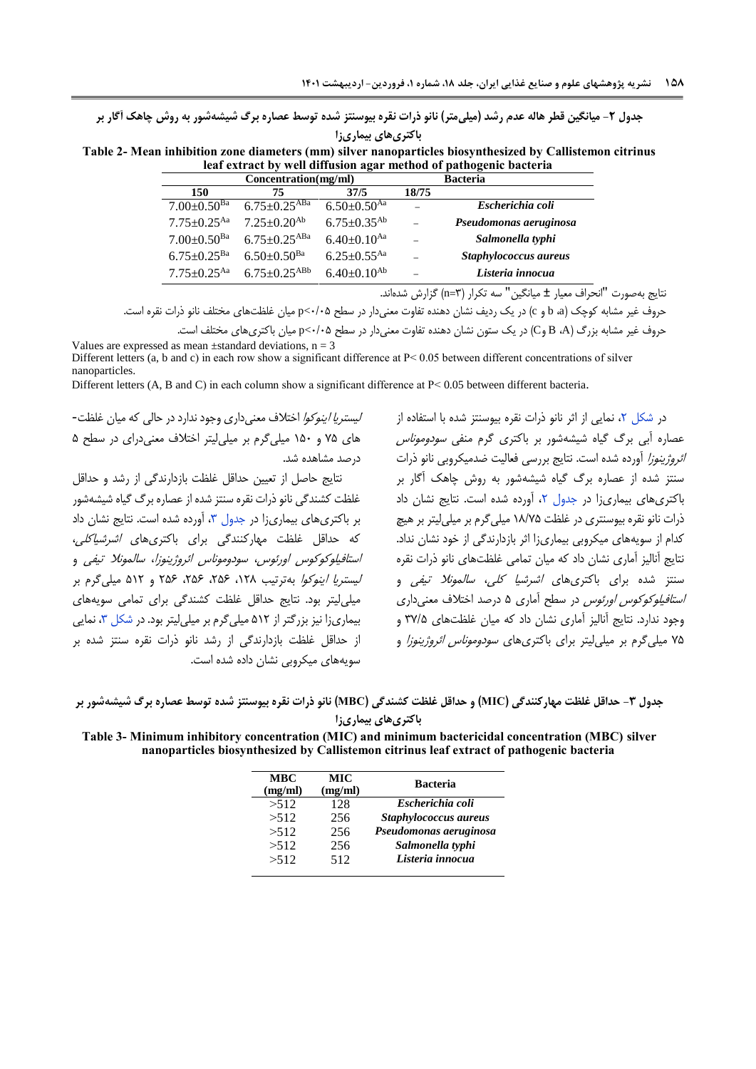جدول ۲- میانگین قطر هاله عدم رشد (میلی‌متر) نانو ذرات نقره بیوسنتز شده توسط عصاره برگ شیشه‌شور به روش چاهک آگار بر باکتری‌های بیماری‌زا

**Table 2- Mean inhibition zone diameters (mm) silver nanoparticles biosynthesized by Callistemon citrinus leaf extract by well diffusion agar method of pathogenic bacteria**

| Concentration(mg/ml) | | | | Bacteria |
|---|---|---|---|---|
| 150 | 75 | 37/5 | 18/75 | |
| $7.00±0.50^{Ba}$ | $6.75±0.25^{ABa}$ | $6.50±0.50^{Aa}$ | – | *Escherichia coli* |
| $7.75±0.25^{Aa}$ | $7.25±0.20^{Ab}$ | $6.75±0.35^{Ab}$ | – | *Pseudomonas aeruginosa* |
| $7.00±0.50^{Ba}$ | $6.75±0.25^{ABa}$ | $6.40±0.10^{Aa}$ | – | *Salmonella typhi* |
| $6.75±0.25^{Ba}$ | $6.50±0.50^{Ba}$ | $6.25±0.55^{Aa}$ | – | *Staphylococcus aureus* |
| $7.75±0.25^{Aa}$ | $6.75±0.25^{ABb}$ | $6.40±0.10^{Ab}$ | – | *Listeria innocua* |

نتایج به‌صورت "انحراف معیار ± میانگین" سه تکرار (n=۳) گزارش شده‌اند.

حروف غیر مشابه کوچک (a، b و c) در یک ردیف نشان دهنده تفاوت معنی‌دار در سطح p<۰/۰۵ میان غلظت‌های مختلف نانو ذرات نقره است.

حروف غیر مشابه بزرگ (A، B و C) در یک ستون نشان دهنده تفاوت معنی‌دار در سطح p<۰/۰۵ میان باکتری‌های مختلف است.

Values are expressed as mean ±standard deviations, n = 3

Different letters (a, b and c) in each row show a significant difference at P< 0.05 between different concentrations of silver nanoparticles.

Different letters (A, B and C) in each column show a significant difference at P< 0.05 between different bacteria.

در شکل ۲، نمایی از اثر نانو ذرات نقره بیوسنتز شده با استفاده از عصاره آبی برگ گیاه شیشه‌شور بر باکتری گرم منفی *سودوموناس ائروژینوزا* آورده شده است. نتایج بررسی فعالیت ضدمیکروبی نانو ذرات سنتز شده از عصاره برگ گیاه شیشه‌شور به روش چاهک آگار بر باکتری‌های بیماری‌زا در جدول ۲، آورده شده است. نتایج نشان داد ذرات نانو نقره بیوسنتری در غلظت ۱۸/۷۵ میلی‌گرم بر میلی‌لیتر بر هیچ کدام از سویه‌های میکروبی بیماری‌زا اثر بازدارندگی از خود نشان نداد. نتایج آنالیز آماری نشان داد که میان تمامی غلظت‌های نانو ذرات نقره سنتز شده برای باکتری‌های *اشرشیا کلی*، *سالمونلا تیفی* و *استافیلوکوکوس اورئوس* در سطح آماری ۵ درصد اختلاف معنی‌داری وجود ندارد. نتایج آنالیز آماری نشان داد که میان غلظت‌های ۳۷/۵ و ۷۵ میلی‌گرم بر میلی‌لیتر برای باکتری‌های *سودوموناس ائروژینوزا* و *لیستریا اینوکوا* اختلاف معنی‌داری وجود ندارد در حالی که میان غلظت‌های ۷۵ و ۱۵۰ میلی‌گرم بر میلی‌لیتر اختلاف معنی‌دارای در سطح ۵ درصد مشاهده شد.

نتایج حاصل از تعیین حداقل غلظت بازدارندگی از رشد و حداقل غلظت کشندگی نانو ذرات نقره سنتز شده از عصاره برگ گیاه شیشه‌شور بر باکتری‌های بیماری‌زا در جدول ۳، آورده شده است. نتایج نشان داد که حداقل غلظت مهارکنندگی برای باکتری‌های *اشرشیاکلی*، *استافیلوکوکوس اورئوس*، *سودوموناس ائروژینوزا*، *سالمونلا تیفی* و *لیستریا اینوکوا* به‌ترتیب ۱۲۸، ۲۵۶، ۲۵۶، ۲۵۶ و ۵۱۲ میلی‌گرم بر میلی‌لیتر بود. نتایج حداقل غلظت کشندگی برای تمامی سویه‌های بیماری‌زا نیز بزرگتر از ۵۱۲ میلی‌گرم بر میلی‌لیتر بود. در شکل ۳، نمایی از حداقل غلظت بازدارندگی از رشد نانو ذرات نقره سنتز شده بر سویه‌های میکروبی نشان داده شده است.

جدول ۳- حداقل غلظت مهارکنندگی (MIC) و حداقل غلظت کشندگی (MBC) نانو ذرات نقره بیوسنتز شده توسط عصاره برگ شیشه‌شور بر باکتری‌های بیماری‌زا

**Table 3- Minimum inhibitory concentration (MIC) and minimum bactericidal concentration (MBC) silver nanoparticles biosynthesized by Callistemon citrinus leaf extract of pathogenic bacteria**

| MBC (mg/ml) | MIC (mg/ml) | Bacteria |
|---|---|---|
| >512 | 128 | *Escherichia coli* |
| >512 | 256 | *Staphylococcus aureus* |
| >512 | 256 | *Pseudomonas aeruginosa* |
| >512 | 256 | *Salmonella typhi* |
| >512 | 512 | *Listeria innocua* |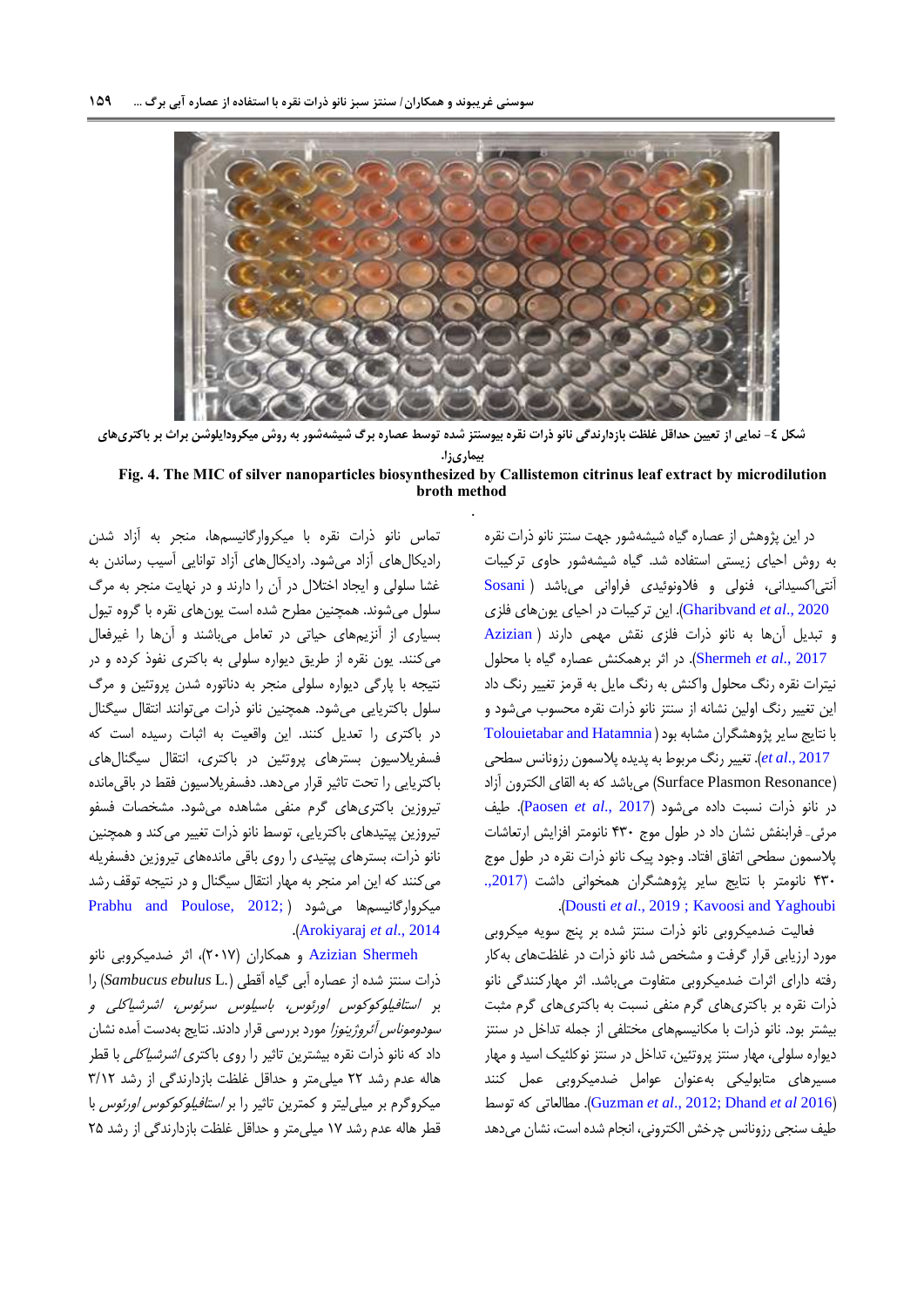شکل ٤- نمایی از تعیین حداقل غلظت بازدارندگی نانو ذرات نقره بیوسنتز شده توسط عصاره برگ شیشه‌شور به روش میکرودایلوشن براث بر باکتری‌های بیماری‌زا.

**Fig. 4. The MIC of silver nanoparticles biosynthesized by Callistemon citrinus leaf extract by microdilution broth method**

در این پژوهش از عصاره گیاه شیشه‌شور جهت سنتز نانو ذرات نقره به روش احیای زیستی استفاده شد. گیاه شیشه‌شور حاوی ترکیبات آنتی‌اکسیدانی، فنولی و فلاونوئیدی فراوانی می‌باشد (Sosani Gharibvand *et al*., 2020). این ترکیبات در احیای یون‌های فلزی و تبدیل آن‌ها به نانو ذرات فلزی نقش مهمی دارند (Azizian Shermeh *et al*., 2017). در اثر برهمکنش عصاره گیاه با محلول نیترات نقره رنگ محلول واکنش به رنگ مایل به قرمز تغییر رنگ داد این تغییر رنگ اولین نشانه از سنتز نانو ذرات نقره محسوب می‌شود و با نتایج سایر پژوهشگران مشابه بود (Tolouietabar and Hatamnia *et al*., 2017). تغییر رنگ مربوط به پدیده پلاسمون رزونانس سطحی (Surface Plasmon Resonance) می‌باشد که به القای الکترون آزاد در نانو ذرات نسبت داده می‌شود (Paosen *et al*., 2017). طیف مرئی- فرابنفش نشان داد در طول موج ۴۳۰ نانومتر افزایش ارتعاشات پلاسمون سطحی اتفاق افتاد. وجود پیک نانو ذرات نقره در طول موج ۴۳۰ نانومتر با نتایج سایر پژوهشگران همخوانی داشت (Kavoosi and Yaghoubi ,2017; Dousti *et al*., 2019).

فعالیت ضدمیکروبی نانو ذرات سنتز شده بر پنج سویه میکروبی مورد ارزیابی قرار گرفت و مشخص شد نانو ذرات در غلظت‌های به‌کار رفته دارای اثرات ضدمیکروبی متفاوت می‌باشد. اثر مهارکنندگی نانو ذرات نقره بر باکتری‌های گرم منفی نسبت به باکتری‌های گرم مثبت بیشتر بود. نانو ذرات با مکانیسم‌های مختلفی از جمله تداخل در سنتز دیواره سلولی، مهار سنتز پروتئین، تداخل در سنتز نوکلئیک اسید و مهار مسیرهای متابولیکی به‌عنوان عوامل ضدمیکروبی عمل کنند (Guzman *et al*., 2012; Dhand *et al* 2016). مطالعاتی که توسط طیف سنجی رزونانس چرخش الکترونی، انجام شده است، نشان می‌دهد

تماس نانو ذرات نقره با میکروارگانیسم‌ها، منجر به آزاد شدن رادیکال‌های آزاد می‌شود. رادیکال‌های آزاد توانایی آسیب رساندن به غشا سلولی و ایجاد اختلال در آن را دارند و در نهایت منجر به مرگ سلول می‌شوند. همچنین مطرح شده است یون‌های نقره با گروه تیول بسیاری از آنزیم‌های حیاتی در تعامل می‌باشند و آن‌ها را غیرفعال می‌کنند. یون نقره از طریق دیواره سلولی به باکتری نفوذ کرده و در نتیجه با پارگی دیواره سلولی منجر به دناتوره شدن پروتئین و مرگ سلول باکتریایی می‌شود. همچنین نانو ذرات می‌توانند انتقال سیگنال در باکتری را تعدیل کنند. این واقعیت به اثبات رسیده است که فسفریلاسیون بسترهای پروتئین در باکتری، انتقال سیگنال‌های باکتریایی را تحت تاثیر قرار می‌دهد. دفسفریلاسیون فقط در باقی‌مانده تیروزین باکتری‌های گرم منفی مشاهده می‌شود. مشخصات فسفو تیروزین پپتیدهای باکتریایی، توسط نانو ذرات تغییر می‌کند و همچنین نانو ذرات، بسترهای پپتیدی را روی باقی مانده‌های تیروزین دفسفریله می‌کنند که این امر منجر به مهار انتقال سیگنال و در نتیجه توقف رشد میکروارگانیسم‌ها می‌شود (Prabhu and Poulose, 2012; Arokiyaraj *et al*., 2014).

Azizian Shermeh و همکاران (۲۰۱۷)، اثر ضدمیکروبی نانو ذرات سنتز شده از عصاره آبی گیاه آقطی (*Sambucus ebulus* L.) را بر *استافیلوکوکوس اورئوس، باسیلوس سرئوس، اشرشیاکلی و سودوموناس آئروژینوزا* مورد بررسی قرار دادند. نتایج به‌دست آمده نشان داد که نانو ذرات نقره بیشترین تاثیر را روی باکتری *اشرشیاکلی* با قطر هاله عدم رشد ۲۲ میلی‌متر و حداقل غلظت بازدارندگی از رشد ۳/۱۲ میکروگرم بر میلی‌لیتر و کمترین تاثیر را بر *استافیلوکوکوس اورئوس* با قطر هاله عدم رشد ۱۷ میلی‌متر و حداقل غلظت بازدارندگی از رشد ۲۵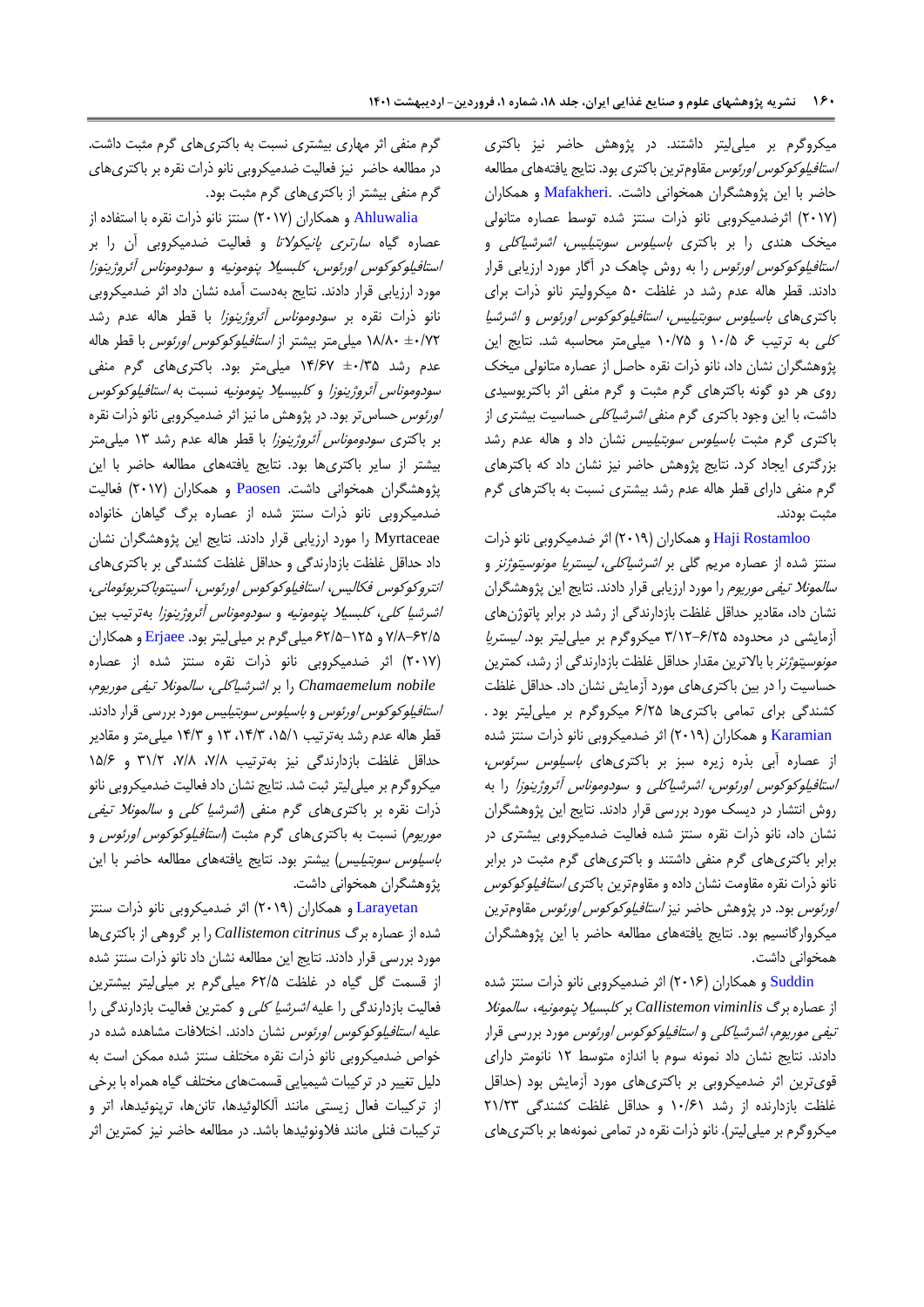میکروگرم بر میلی‌لیتر داشتند. در پژوهش حاضر نیز باکتری *استافیلوکوکوس اورئوس* مقاوم‌ترین باکتری بود. نتایج یافته‌های مطالعه حاضر با این پژوهشگران همخوانی داشت. Mafakheri و همکاران (۲۰۱۷) اثرضدمیکروبی نانو ذرات سنتز شده توسط عصاره متانولی میخک هندی را بر باکتری *باسیلوس سوبتیلیس*، *اشرشیاکلی* و *استافیلوکوکوس اورئوس* را به روش چاهک در آگار مورد ارزیابی قرار دادند. قطر هاله عدم رشد در غلظت ۵۰ میکرولیتر نانو ذرات برای باکتری‌های *باسیلوس سوبتیلیس*، *استافیلوکوکوس اورئوس* و *اشرشیا کلی* به ترتیب ۶، ۱۰/۵ و ۱۰/۷۵ میلی‌متر محاسبه شد. نتایج این پژوهشگران نشان داد، نانو ذرات نقره حاصل از عصاره متانولی میخک روی هر دو گونه باکترهای گرم مثبت و گرم منفی اثر باکتریوسیدی داشت، با این وجود باکتری گرم منفی *اشرشیاکلی* حساسیت بیشتری از باکتری گرم مثبت *باسیلوس سوبتیلیس* نشان داد و هاله عدم رشد بزرگتری ایجاد کرد. نتایج پژوهش حاضر نیز نشان داد که باکترهای گرم منفی دارای قطر هاله عدم رشد بیشتری نسبت به باکترهای گرم مثبت بودند.

Haji Rostamloo و همکاران (۲۰۱۹) اثر ضدمیکروبی نانو ذرات سنتز شده از عصاره مریم گلی بر *اشرشیاکلی*، *لیستریا مونوسیتوژنز* و *سالمونلا تیفی موریوم* را مورد ارزیابی قرار دادند. نتایج این پژوهشگران نشان داد، مقادیر حداقل غلظت بازدارندگی از رشد در برابر پاتوژن‌های آزمایشی در محدوده ۶/۲۵–۳/۱۲ میکروگرم بر میلی‌لیتر بود. *لیستریا مونوسیتوژنز* با بالاترین مقدار حداقل غلظت بازدارندگی از رشد، کمترین حساسیت را در بین باکتری‌های مورد آزمایش نشان داد. حداقل غلظت کشندگی برای تمامی باکتری‌ها ۶/۲۵ میکروگرم بر میلی‌لیتر بود. Karamian و همکاران (۲۰۱۹) اثر ضدمیکروبی نانو ذرات سنتز شده از عصاره آبی بذره زیره سبز بر باکتری‌های *باسیلوس سرئوس*، *استافیلوکوکوس اورئوس*، *اشرشیاکلی* و *سودوموناس آئروژینوزا* را به روش انتشار در دیسک مورد بررسی قرار دادند. نتایج این پژوهشگران نشان داد، نانو ذرات نقره سنتز شده فعالیت ضدمیکروبی بیشتری در برابر باکتری‌های گرم منفی داشتند و باکتری‌های گرم مثبت در برابر نانو ذرات نقره مقاومت نشان داده و مقاوم‌ترین باکتری *استافیلوکوکوس اورئوس* بود. در پژوهش حاضر نیز *استافیلوکوکوس اورئوس* مقاوم‌ترین میکروارگانسیم بود. نتایج یافته‌های مطالعه حاضر با این پژوهشگران همخوانی داشت.

Suddin و همکاران (۲۰۱۶) اثر ضدمیکروبی نانو ذرات سنتز شده از عصاره برگ *Callistemon viminlis* بر *کلبسیلا پنومونیه*، *سالمونلا تیفی موریوم*، *اشرشیاکلی* و *استافیلوکوکوس اورئوس* مورد بررسی قرار دادند. نتایج نشان داد نمونه سوم با اندازه متوسط ۱۲ نانومتر دارای قوی‌ترین اثر ضدمیکروبی بر باکتری‌های مورد آزمایش بود (حداقل غلظت بازدارنده از رشد ۱۰/۶۱ و حداقل غلظت کشندگی ۲۱/۲۳ میکروگرم بر میلی‌لیتر). نانو ذرات نقره در تمامی نمونه‌ها بر باکتری‌های گرم منفی اثر مهاری بیشتری نسبت به باکتری‌های گرم مثبت داشت. در مطالعه حاضر نیز فعالیت ضدمیکروبی نانو ذرات نقره بر باکتری‌های گرم منفی بیشتر از باکتری‌های گرم مثبت بود.

Ahluwalia و همکاران (۲۰۱۷) سنتز نانو ذرات نقره با استفاده از عصاره گیاه *سارتری پانیکولاتا* و فعالیت ضدمیکروبی آن را بر *استافیلوکوکوس اورئوس*، *کلبسیلا پنومونیه* و *سودوموناس آئروژینوزا* مورد ارزیابی قرار دادند. نتایج بدست آمده نشان داد اثر ضدمیکروبی نانو ذرات نقره بر *سودوموناس آئروژینوزا* با قطر هاله عدم رشد ۱۸/۸۰ ±۰/۷۲ میلی‌متر بیشتر از *استافیلوکوکوس اورئوس* با قطر هاله عدم رشد ۱۴/۶۷ ±۰/۳۵ میلی‌متر بود. باکتری‌های گرم منفی *سودوموناس آئروژینوزا* و *کلبسیلا پنومونیه* نسبت به *استافیلوکوکوس اورئوس* حساس‌تر بود. در پژوهش ما نیز اثر ضدمیکروبی نانو ذرات نقره بر باکتری *سودوموناس آئروژینوزا* با قطر هاله عدم رشد ۱۳ میلی‌متر بیشتر از سایر باکتری‌ها بود. نتایج یافته‌های مطالعه حاضر با این پژوهشگران همخوانی داشت. Paosen و همکاران (۲۰۱۷) فعالیت ضدمیکروبی نانو ذرات سنتز شده از عصاره برگ گیاهان خانواده Myrtaceae را مورد ارزیابی قرار دادند. نتایج این پژوهشگران نشان داد حداقل غلظت بازدارندگی و حداقل غلظت کشندگی بر باکتری‌های *انتروکوکوس فکالیس*، *استافیلوکوکوس اورئوس*، *آسینتوباکتربوئومانی*، *اشرشیا کلی*، *کلبسیلا پنومونیه* و *سودوموناس آئروژینوزا* به‌ترتیب بین ۶۲/۵–۷/۸ و ۱۲۵–۶۲/۵ میلی‌گرم بر میلی‌لیتر بود. Erjaee و همکاران (۲۰۱۷) اثر ضدمیکروبی نانو نقره سنتز شده از عصاره *Chamaemelum nobile* را بر *اشرشیاکلی*، *سالمونلا تیفی موریوم*، *استافیلوکوکوس اورئوس* و *باسیلوس سوبتیلیس* مورد بررسی قرار دادند. قطر هاله عدم رشد به‌ترتیب ۱۵/۱، ۱۴/۳، ۱۳ و ۱۴/۳ میلی‌متر و مقادیر حداقل غلظت بازدارندگی نیز به‌ترتیب ۷/۸، ۷/۸، ۳۱/۲ و ۱۵/۶ میکروگرم بر میلی‌لیتر ثبت شد. نتایج نشان داد فعالیت ضدمیکروبی نانو ذرات نقره بر باکتری‌های گرم منفی (*اشرشیا کلی* و *سالمونلا تیفی موریوم*) نسبت به باکتری‌های گرم مثبت (*استافیلوکوکوس اورئوس* و *باسیلوس سوبتیلیس*) بیشتر بود. نتایج یافته‌های مطالعه حاضر با این پژوهشگران همخوانی داشت.

Larayetan و همکاران (۲۰۱۹) اثر ضدمیکروبی نانو ذرات سنتز شده از عصاره برگ *Callistemon citrinus* را بر گروهی از باکتری‌ها مورد بررسی قرار دادند. نتایج این پژوهشگران نشان داد نانو ذرات سنتز شده از قسمت گل گیاه در غلظت ۶۲/۵ میلی‌گرم بر میلی‌لیتر بیشترین فعالیت بازدارندگی را علیه *اشرشیا کلی* و کمترین فعالیت بازدارندگی را علیه *استافیلوکوکوس اورئوس* نشان دادند. اختلافات مشاهده شده در خواص ضدمیکروبی نانو ذرات نقره مختلف سنتز شده ممکن است به دلیل تغییر در ترکیبات شیمیایی قسمت‌های مختلف گیاه همراه با برخی از ترکیبات فعال زیستی مانند آلکالوئیدها، تانن‌ها، ترپنوئیدها، اتر و ترکیبات فنلی مانند فلاونوئیدها باشد. در مطالعه حاضر نیز کمترین اثر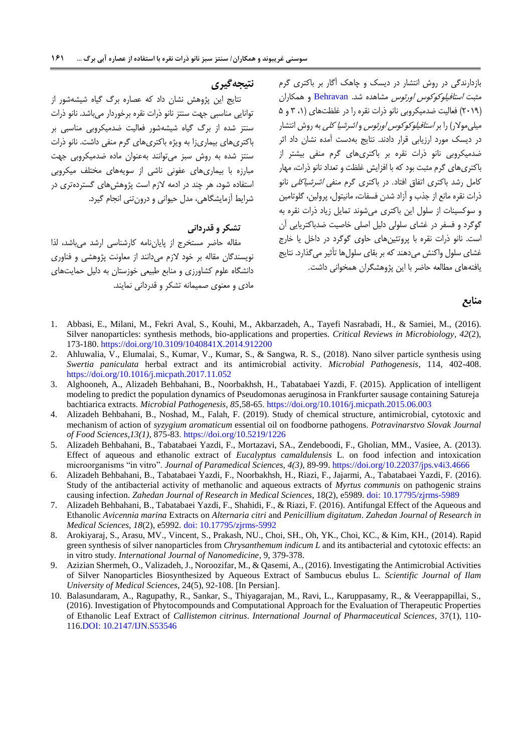بازدارندگی در روش انتشار در دیسک و چاهک آگار بر باکتری گرم مثبت *استافیلوکوکوس اورئوس* مشاهده شد. Behravan و همکاران (۲۰۱۹) فعالیت ضدمیکروبی نانو ذرات نقره را در غلظت‌های (۱، ۳ و ۵ میلی‌مولار) را بر *استافیلوکوکوس اورئوس* و *اشرشیا کلی* به روش انتشار در دیسک مورد ارزیابی قرار دادند. نتایج به‌دست آمده نشان داد اثر ضدمیکروبی نانو ذرات نقره بر باکتری‌های گرم منفی بیشتر از باکتری‌های گرم مثبت بود که با افزایش غلظت و تعداد نانو ذرات، مهار کامل رشد باکتری اتفاق افتاد. در باکتری گرم منفی *اشرشیاکلی* نانو ذرات نقره مانع از جذب و آزاد شدن فسفات، مانیتول، پرولین، گلوتامین و سوکسینات از سلول این باکتری می‌شوند تمایل زیاد ذرات نقره به گوگرد و فسفر در غشای سلولی دلیل اصلی خاصیت ضدباکتریایی آن است. نانو ذرات نقره با پروتئین‌های حاوی گوگرد در داخل یا خارج غشای سلول واکنش می‌دهند که بر بقای سلول‌ها تأثیر می‌گذارد. نتایج یافته‌های مطالعه حاضر با این پژوهشگران همخوانی داشت.

## نتیجه‌گیری

نتایج این پژوهش نشان داد که عصاره برگ گیاه شیشه‌شور از توانایی مناسبی جهت سنتز نانو ذرات نقره برخوردار می‌باشد. نانو ذرات سنتز شده از برگ گیاه شیشه‌شور فعالیت ضدمیکروبی مناسبی بر باکتری‌های بیماری‌زا به ویژه باکتری‌های گرم منفی داشت. نانو ذرات سنتز شده به روش سبز می‌توانند به‌عنوان ماده ضدمیکروبی جهت مبارزه با بیماری‌های عفونی ناشی از سویه‌های مختلف میکروبی استفاده شود، هر چند در ادامه لازم است پژوهش‌های گسترده‌تری در شرایط آزمایشگاهی، مدل حیوانی و درون‌تنی انجام گیرد.

## تشکر و قدردانی

مقاله حاضر مستخرج از پایان‌نامه کارشناسی ارشد می‌باشد، لذا نویسندگان مقاله بر خود لازم می‌دانند از معاونت پژوهشی و فناوری دانشگاه علوم کشاورزی و منابع طبیعی خوزستان به دلیل حمایت‌های مادی و معنوی صمیمانه تشکر و قدردانی نمایند.

## منابع

1. Abbasi, E., Milani, M., Fekri Aval, S., Kouhi, M., Akbarzadeh, A., Tayefi Nasrabadi, H., & Samiei, M., (2016). Silver nanoparticles: synthesis methods, bio-applications and properties. *Critical Reviews in Microbiology*, *42*(2), 173-180. https://doi.org/10.3109/1040841X.2014.912200
2. Ahluwalia, V., Elumalai, S., Kumar, V., Kumar, S., & Sangwa, R. S., (2018). Nano silver particle synthesis using *Swertia paniculata* herbal extract and its antimicrobial activity. *Microbial Pathogenesis*, 114, 402-408. https://doi.org/10.1016/j.micpath.2017.11.052
3. Alghooneh, A., Alizadeh Behbahani, B., Noorbakhsh, H., Tabatabaei Yazdi, F. (2015). Application of intelligent modeling to predict the population dynamics of Pseudomonas aeruginosa in Frankfurter sausage containing Satureja bachtiarica extracts. *Microbial Pathogenesis*, *85*,58-65. https://doi.org/10.1016/j.micpath.2015.06.003
4. Alizadeh Behbahani, B., Noshad, M., Falah, F. (2019). Study of chemical structure, antimicrobial, cytotoxic and mechanism of action of *syzygium aromaticum* essential oil on foodborne pathogens. *Potravinarstvo Slovak Journal of Food Sciences*,*13(1)*, 875-83. https://doi.org/10.5219/1226
5. Alizadeh Behbahani, B., Tabatabaei Yazdi, F., Mortazavi, SA., Zendeboodi, F., Gholian, MM., Vasiee, A. (2013). Effect of aqueous and ethanolic extract of *Eucalyptus camaldulensis* L. on food infection and intoxication microorganisms "in vitro". *Journal of Paramedical Sciences, 4(3)*, 89-99. https://doi.org/10.22037/jps.v4i3.4666
6. Alizadeh Behbahani, B., Tabatabaei Yazdi, F., Noorbakhsh, H., Riazi, F., Jajarmi, A., Tabatabaei Yazdi, F. (2016). Study of the antibacterial activity of methanolic and aqueous extracts of *Myrtus communis* on pathogenic strains causing infection. *Zahedan Journal of Research in Medical Sciences*, 18(2), e5989. doi: 10.17795/zjrms-5989
7. Alizadeh Behbahani, B., Tabatabaei Yazdi, F., Shahidi, F., & Riazi, F. (2016). Antifungal Effect of the Aqueous and Ethanolic *Avicennia marina* Extracts on *Alternaria citri* and *Penicillium digitatum*. *Zahedan Journal of Research in Medical Sciences, 18*(2), e5992. doi: 10.17795/zjrms-5992
8. Arokiyaraj, S., Arasu, MV., Vincent, S., Prakash, NU., Choi, SH., Oh, YK., Choi, KC., & Kim, KH., (2014). Rapid green synthesis of silver nanoparticles from *Chrysanthemum indicum L* and its antibacterial and cytotoxic effects: an in vitro study. *International Journal of Nanomedicine*, 9, 379-378.
9. Azizian Shermeh, O., Valizadeh, J., Noroozifar, M., & Qasemi, A., (2016). Investigating the Antimicrobial Activities of Silver Nanoparticles Biosynthesized by Aqueous Extract of Sambucus ebulus L. *Scientific Journal of Ilam University of Medical Sciences*, 24(5), 92-108. [In Persian].
10. Balasundaram, A., Ragupathy, R., Sankar, S., Thiyagarajan, M., Ravi, L., Karuppasamy, R., & Veerappapillai, S., (2016). Investigation of Phytocompounds and Computational Approach for the Evaluation of Therapeutic Properties of Ethanolic Leaf Extract of *Callistemon citrinus*. *International Journal of Pharmaceutical Sciences*, 37(1), 110-116.DOI: 10.2147/IJN.S53546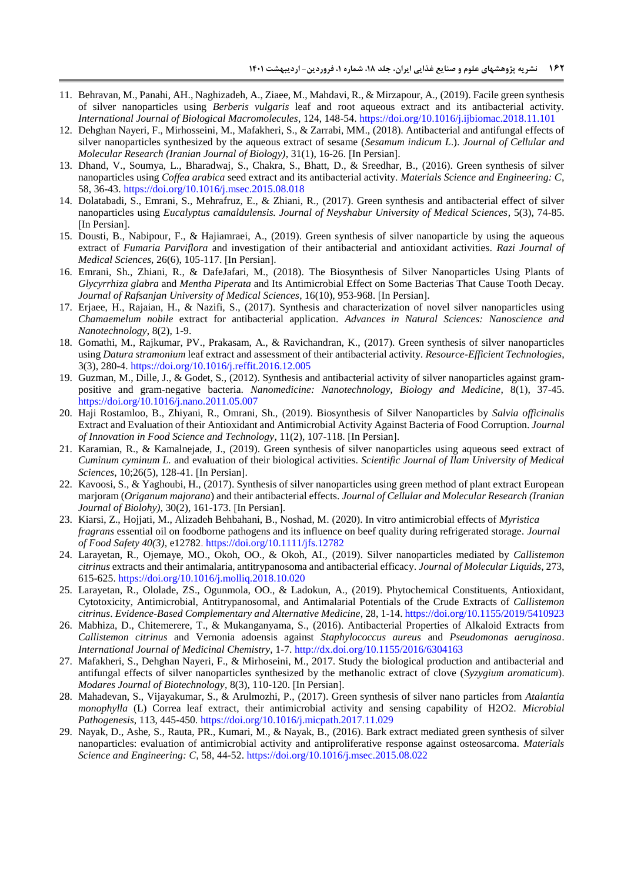11. Behravan, M., Panahi, AH., Naghizadeh, A., Ziaee, M., Mahdavi, R., & Mirzapour, A., (2019). Facile green synthesis of silver nanoparticles using *Berberis vulgaris* leaf and root aqueous extract and its antibacterial activity. *International Journal of Biological Macromolecules*, 124, 148-54. https://doi.org/10.1016/j.ijbiomac.2018.11.101
12. Dehghan Nayeri, F., Mirhosseini, M., Mafakheri, S., & Zarrabi, MM., (2018). Antibacterial and antifungal effects of silver nanoparticles synthesized by the aqueous extract of sesame (*Sesamum indicum L.*). *Journal of Cellular and Molecular Research (Iranian Journal of Biology)*, 31(1), 16-26. [In Persian].
13. Dhand, V., Soumya, L., Bharadwaj, S., Chakra, S., Bhatt, D., & Sreedhar, B., (2016). Green synthesis of silver nanoparticles using *Coffea arabica* seed extract and its antibacterial activity. *Materials Science and Engineering: C*, 58, 36-43. https://doi.org/10.1016/j.msec.2015.08.018
14. Dolatabadi, S., Emrani, S., Mehrafruz, E., & Zhiani, R., (2017). Green synthesis and antibacterial effect of silver nanoparticles using *Eucalyptus camaldulensis. Journal of Neyshabur University of Medical Sciences*, 5(3), 74-85. [In Persian].
15. Dousti, B., Nabipour, F., & Hajiamraei, A., (2019). Green synthesis of silver nanoparticle by using the aqueous extract of *Fumaria Parviflora* and investigation of their antibacterial and antioxidant activities. *Razi Journal of Medical Sciences*, 26(6), 105-117. [In Persian].
16. Emrani, Sh., Zhiani, R., & DafeJafari, M., (2018). The Biosynthesis of Silver Nanoparticles Using Plants of *Glycyrrhiza glabra* and *Mentha Piperata* and Its Antimicrobial Effect on Some Bacterias That Cause Tooth Decay. *Journal of Rafsanjan University of Medical Sciences*, 16(10), 953-968. [In Persian].
17. Erjaee, H., Rajaian, H., & Nazifi, S., (2017). Synthesis and characterization of novel silver nanoparticles using *Chamaemelum nobile* extract for antibacterial application. *Advances in Natural Sciences: Nanoscience and Nanotechnology*, 8(2), 1-9.
18. Gomathi, M., Rajkumar, PV., Prakasam, A., & Ravichandran, K., (2017). Green synthesis of silver nanoparticles using *Datura stramonium* leaf extract and assessment of their antibacterial activity. *Resource-Efficient Technologies*, 3(3), 280-4. https://doi.org/10.1016/j.reffit.2016.12.005
19. Guzman, M., Dille, J., & Godet, S., (2012). Synthesis and antibacterial activity of silver nanoparticles against gram-positive and gram-negative bacteria. *Nanomedicine: Nanotechnology, Biology and Medicine*, 8(1), 37-45. https://doi.org/10.1016/j.nano.2011.05.007
20. Haji Rostamloo, B., Zhiyani, R., & Omrani, Sh., (2019). Biosynthesis of Silver Nanoparticles by *Salvia officinalis* Extract and Evaluation of their Antioxidant and Antimicrobial Activity Against Bacteria of Food Corruption. *Journal of Innovation in Food Science and Technology*, 11(2), 107-118. [In Persian].
21. Karamian, R., & Kamalnejade, J., (2019). Green synthesis of silver nanoparticles using aqueous seed extract of *Cuminum cyminum L.* and evaluation of their biological activities. *Scientific Journal of Ilam University of Medical Sciences*, 10;26(5), 128-41. [In Persian].
22. Kavoosi, S., & Yaghoubi, H., (2017). Synthesis of silver nanoparticles using green method of plant extract European marjoram (*Origanum majorana*) and their antibacterial effects. *Journal of Cellular and Molecular Research (Iranian Journal of Biolohy)*, 30(2), 161-173. [In Persian].
23. Kiarsi, Z., Hojjati, M., Alizadeh Behbahani, B., Noshad, M. (2020). In vitro antimicrobial effects of *Myristica fragrans* essential oil on foodborne pathogens and its influence on beef quality during refrigerated storage. *Journal of Food Safety 40(3)*, e12782. https://doi.org/10.1111/jfs.12782
24. Larayetan, R., Ojemaye, MO., Okoh, OO., & Okoh, AI., (2019). Silver nanoparticles mediated by *Callistemon citrinus* extracts and their antimalaria, antitrypanosoma and antibacterial efficacy. *Journal of Molecular Liquids*, 273, 615-625. https://doi.org/10.1016/j.molliq.2018.10.020
25. Larayetan, R., Ololade, ZS., Ogunmola, OO., & Ladokun, A., (2019). Phytochemical Constituents, Antioxidant, Cytotoxicity, Antimicrobial, Antitrypanosomal, and Antimalarial Potentials of the Crude Extracts of *Callistemon citrinus*. *Evidence-Based Complementary and Alternative Medicine*, 28, 1-14. https://doi.org/10.1155/2019/5410923
26. Mabhiza, D., Chitemerere, T., & Mukanganyama, S., (2016). Antibacterial Properties of Alkaloid Extracts from *Callistemon citrinus* and Vernonia adoensis against *Staphylococcus aureus* and *Pseudomonas aeruginosa*. *International Journal of Medicinal Chemistry*, 1-7. http://dx.doi.org/10.1155/2016/6304163
27. Mafakheri, S., Dehghan Nayeri, F., & Mirhoseini, M., 2017. Study the biological production and antibacterial and antifungal effects of silver nanoparticles synthesized by the methanolic extract of clove (*Syzygium aromaticum*). *Modares Journal of Biotechnology*, 8(3), 110-120. [In Persian].
28. Mahadevan, S., Vijayakumar, S., & Arulmozhi, P., (2017). Green synthesis of silver nano particles from *Atalantia monophylla* (L) Correa leaf extract, their antimicrobial activity and sensing capability of H2O2. *Microbial Pathogenesis*, 113, 445-450. https://doi.org/10.1016/j.micpath.2017.11.029
29. Nayak, D., Ashe, S., Rauta, PR., Kumari, M., & Nayak, B., (2016). Bark extract mediated green synthesis of silver nanoparticles: evaluation of antimicrobial activity and antiproliferative response against osteosarcoma. *Materials Science and Engineering: C*, 58, 44-52. https://doi.org/10.1016/j.msec.2015.08.022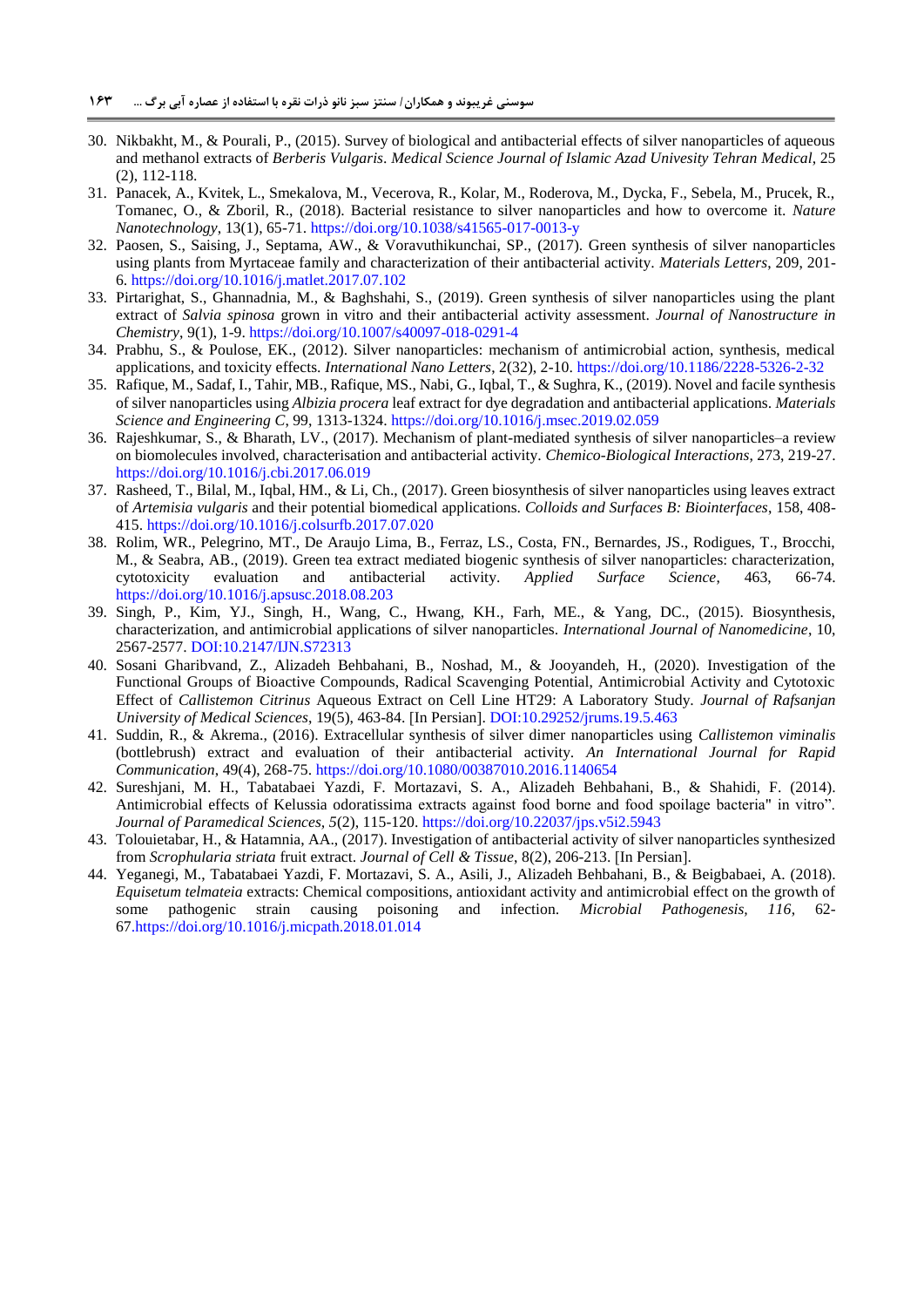30. Nikbakht, M., & Pourali, P., (2015). Survey of biological and antibacterial effects of silver nanoparticles of aqueous and methanol extracts of *Berberis Vulgaris*. *Medical Science Journal of Islamic Azad Univesity Tehran Medical*, 25 (2), 112-118.
31. Panacek, A., Kvitek, L., Smekalova, M., Vecerova, R., Kolar, M., Roderova, M., Dycka, F., Sebela, M., Prucek, R., Tomanec, O., & Zboril, R., (2018). Bacterial resistance to silver nanoparticles and how to overcome it. *Nature Nanotechnology*, 13(1), 65-71. https://doi.org/10.1038/s41565-017-0013-y
32. Paosen, S., Saising, J., Septama, AW., & Voravuthikunchai, SP., (2017). Green synthesis of silver nanoparticles using plants from Myrtaceae family and characterization of their antibacterial activity. *Materials Letters*, 209, 201-6. https://doi.org/10.1016/j.matlet.2017.07.102
33. Pirtarighat, S., Ghannadnia, M., & Baghshahi, S., (2019). Green synthesis of silver nanoparticles using the plant extract of *Salvia spinosa* grown in vitro and their antibacterial activity assessment. *Journal of Nanostructure in Chemistry*, 9(1), 1-9. https://doi.org/10.1007/s40097-018-0291-4
34. Prabhu, S., & Poulose, EK., (2012). Silver nanoparticles: mechanism of antimicrobial action, synthesis, medical applications, and toxicity effects. *International Nano Letters*, 2(32), 2-10. https://doi.org/10.1186/2228-5326-2-32
35. Rafique, M., Sadaf, I., Tahir, MB., Rafique, MS., Nabi, G., Iqbal, T., & Sughra, K., (2019). Novel and facile synthesis of silver nanoparticles using *Albizia procera* leaf extract for dye degradation and antibacterial applications. *Materials Science and Engineering C*, 99, 1313-1324. https://doi.org/10.1016/j.msec.2019.02.059
36. Rajeshkumar, S., & Bharath, LV., (2017). Mechanism of plant-mediated synthesis of silver nanoparticles–a review on biomolecules involved, characterisation and antibacterial activity. *Chemico-Biological Interactions*, 273, 219-27. https://doi.org/10.1016/j.cbi.2017.06.019
37. Rasheed, T., Bilal, M., Iqbal, HM., & Li, Ch., (2017). Green biosynthesis of silver nanoparticles using leaves extract of *Artemisia vulgaris* and their potential biomedical applications. *Colloids and Surfaces B: Biointerfaces*, 158, 408-415. https://doi.org/10.1016/j.colsurfb.2017.07.020
38. Rolim, WR., Pelegrino, MT., De Araujo Lima, B., Ferraz, LS., Costa, FN., Bernardes, JS., Rodigues, T., Brocchi, M., & Seabra, AB., (2019). Green tea extract mediated biogenic synthesis of silver nanoparticles: characterization, cytotoxicity evaluation and antibacterial activity. *Applied Surface Science*, 463, 66-74. https://doi.org/10.1016/j.apsusc.2018.08.203
39. Singh, P., Kim, YJ., Singh, H., Wang, C., Hwang, KH., Farh, ME., & Yang, DC., (2015). Biosynthesis, characterization, and antimicrobial applications of silver nanoparticles. *International Journal of Nanomedicine*, 10, 2567-2577. DOI:10.2147/IJN.S72313
40. Sosani Gharibvand, Z., Alizadeh Behbahani, B., Noshad, M., & Jooyandeh, H., (2020). Investigation of the Functional Groups of Bioactive Compounds, Radical Scavenging Potential, Antimicrobial Activity and Cytotoxic Effect of *Callistemon Citrinus* Aqueous Extract on Cell Line HT29: A Laboratory Study. *Journal of Rafsanjan University of Medical Sciences*, 19(5), 463-84. [In Persian]. DOI:10.29252/jrums.19.5.463
41. Suddin, R., & Akrema., (2016). Extracellular synthesis of silver dimer nanoparticles using *Callistemon viminalis* (bottlebrush) extract and evaluation of their antibacterial activity. *An International Journal for Rapid Communication*, 49(4), 268-75. https://doi.org/10.1080/00387010.2016.1140654
42. Sureshjani, M. H., Tabatabaei Yazdi, F. Mortazavi, S. A., Alizadeh Behbahani, B., & Shahidi, F. (2014). Antimicrobial effects of Kelussia odoratissima extracts against food borne and food spoilage bacteria" in vitro". *Journal of Paramedical Sciences, 5*(2), 115-120. https://doi.org/10.22037/jps.v5i2.5943
43. Tolouietabar, H., & Hatamnia, AA., (2017). Investigation of antibacterial activity of silver nanoparticles synthesized from *Scrophularia striata* fruit extract. *Journal of Cell & Tissue*, 8(2), 206-213. [In Persian].
44. Yeganegi, M., Tabatabaei Yazdi, F. Mortazavi, S. A., Asili, J., Alizadeh Behbahani, B., & Beigbabaei, A. (2018). *Equisetum telmateia* extracts: Chemical compositions, antioxidant activity and antimicrobial effect on the growth of some pathogenic strain causing poisoning and infection. *Microbial Pathogenesis, 116*, 62-67.https://doi.org/10.1016/j.micpath.2018.01.014